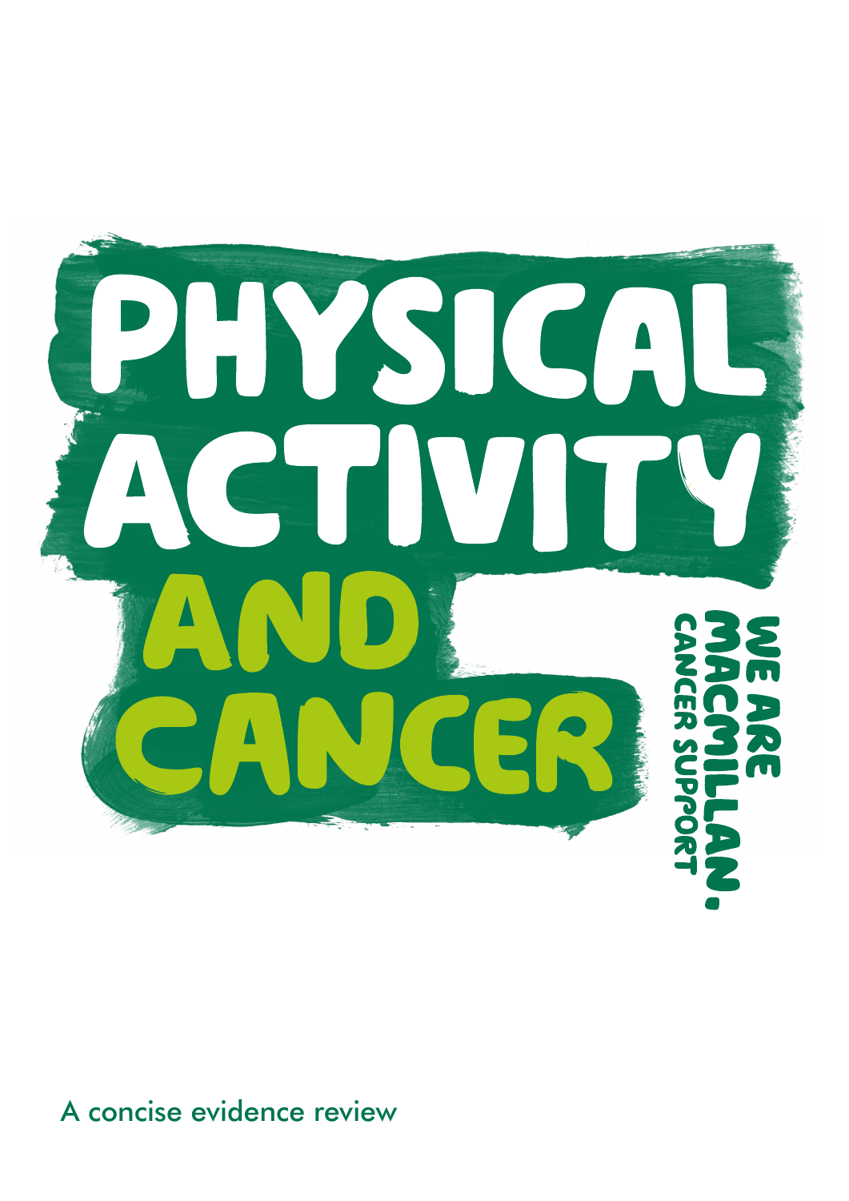# PHYSICAL ACTIVITY AND CANCER

WE ARE MACMILLAN. CANCER SUPPORT

A concise evidence review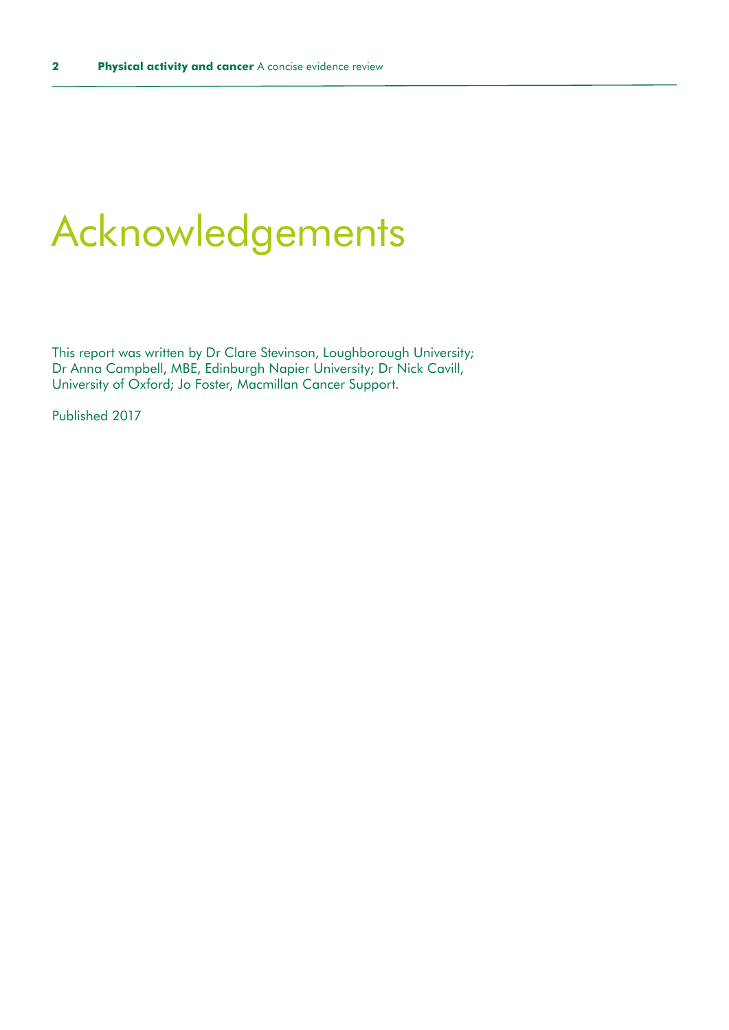# Acknowledgements

This report was written by Dr Clare Stevinson, Loughborough University; Dr Anna Campbell, MBE, Edinburgh Napier University; Dr Nick Cavill, University of Oxford; Jo Foster, Macmillan Cancer Support.

Published 2017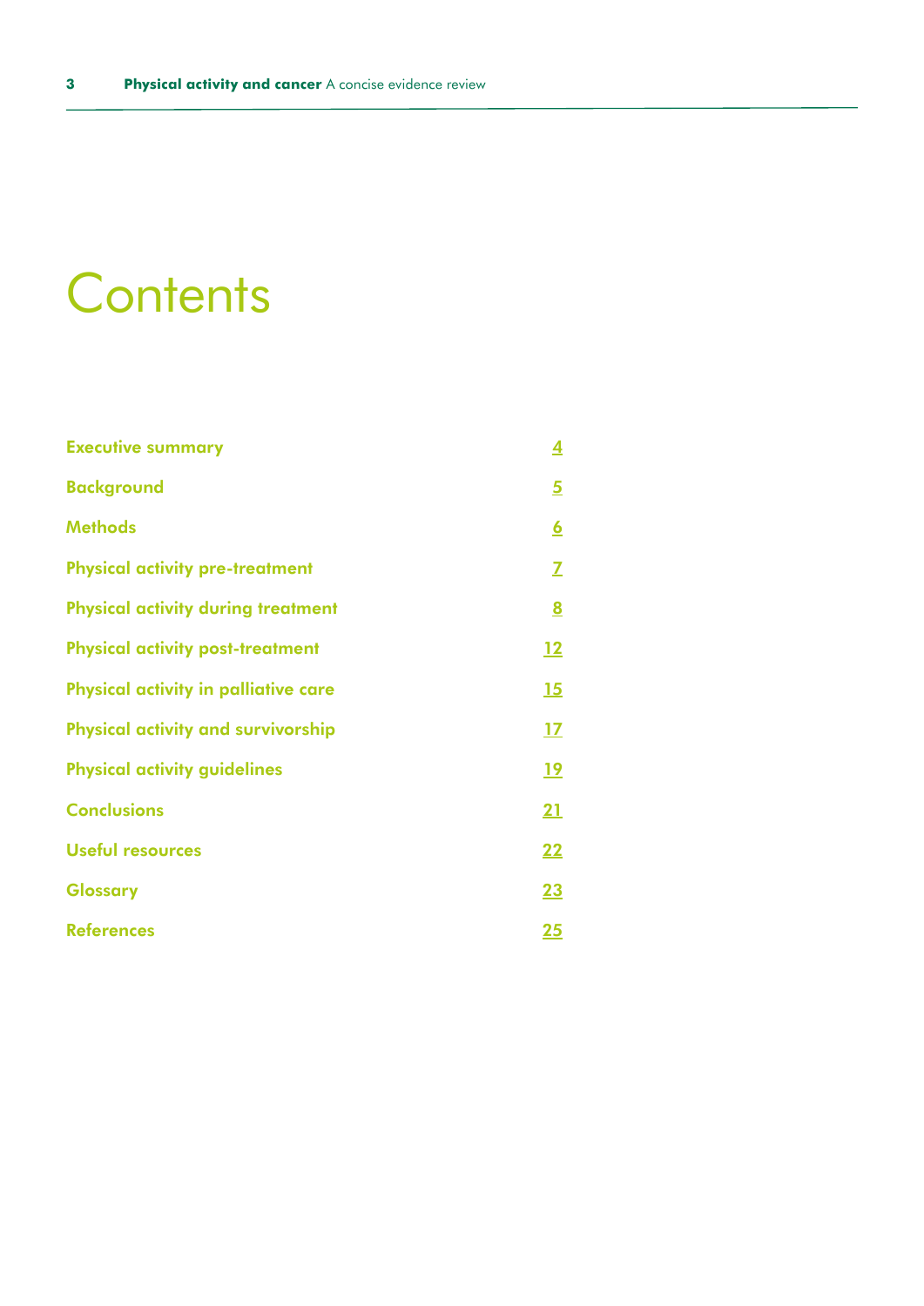# Contents

| | |
|---|---|
| **Executive summary** | 4 |
| **Background** | 5 |
| **Methods** | 6 |
| **Physical activity pre-treatment** | 7 |
| **Physical activity during treatment** | 8 |
| **Physical activity post-treatment** | 12 |
| **Physical activity in palliative care** | 15 |
| **Physical activity and survivorship** | 17 |
| **Physical activity guidelines** | 19 |
| **Conclusions** | 21 |
| **Useful resources** | 22 |
| **Glossary** | 23 |
| **References** | 25 |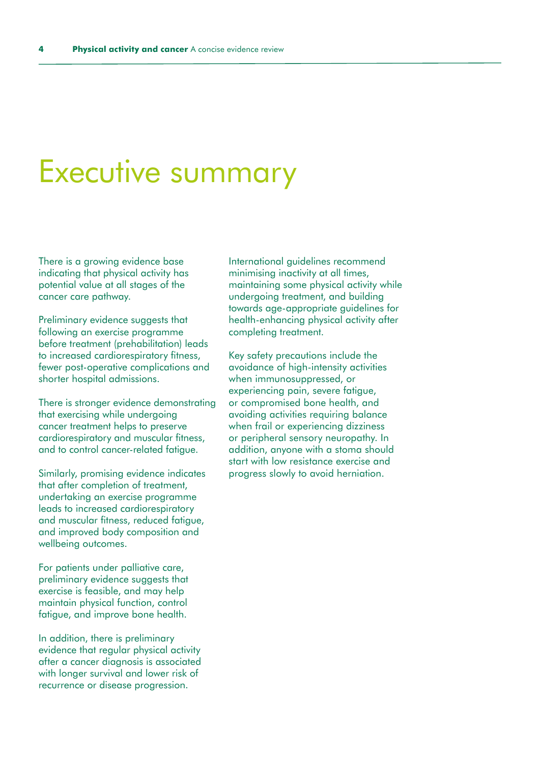# Executive summary

There is a growing evidence base indicating that physical activity has potential value at all stages of the cancer care pathway.

Preliminary evidence suggests that following an exercise programme before treatment (prehabilitation) leads to increased cardiorespiratory fitness, fewer post-operative complications and shorter hospital admissions.

There is stronger evidence demonstrating that exercising while undergoing cancer treatment helps to preserve cardiorespiratory and muscular fitness, and to control cancer-related fatigue.

Similarly, promising evidence indicates that after completion of treatment, undertaking an exercise programme leads to increased cardiorespiratory and muscular fitness, reduced fatigue, and improved body composition and wellbeing outcomes.

For patients under palliative care, preliminary evidence suggests that exercise is feasible, and may help maintain physical function, control fatigue, and improve bone health.

In addition, there is preliminary evidence that regular physical activity after a cancer diagnosis is associated with longer survival and lower risk of recurrence or disease progression.

International guidelines recommend minimising inactivity at all times, maintaining some physical activity while undergoing treatment, and building towards age-appropriate guidelines for health-enhancing physical activity after completing treatment.

Key safety precautions include the avoidance of high-intensity activities when immunosuppressed, or experiencing pain, severe fatigue, or compromised bone health, and avoiding activities requiring balance when frail or experiencing dizziness or peripheral sensory neuropathy. In addition, anyone with a stoma should start with low resistance exercise and progress slowly to avoid herniation.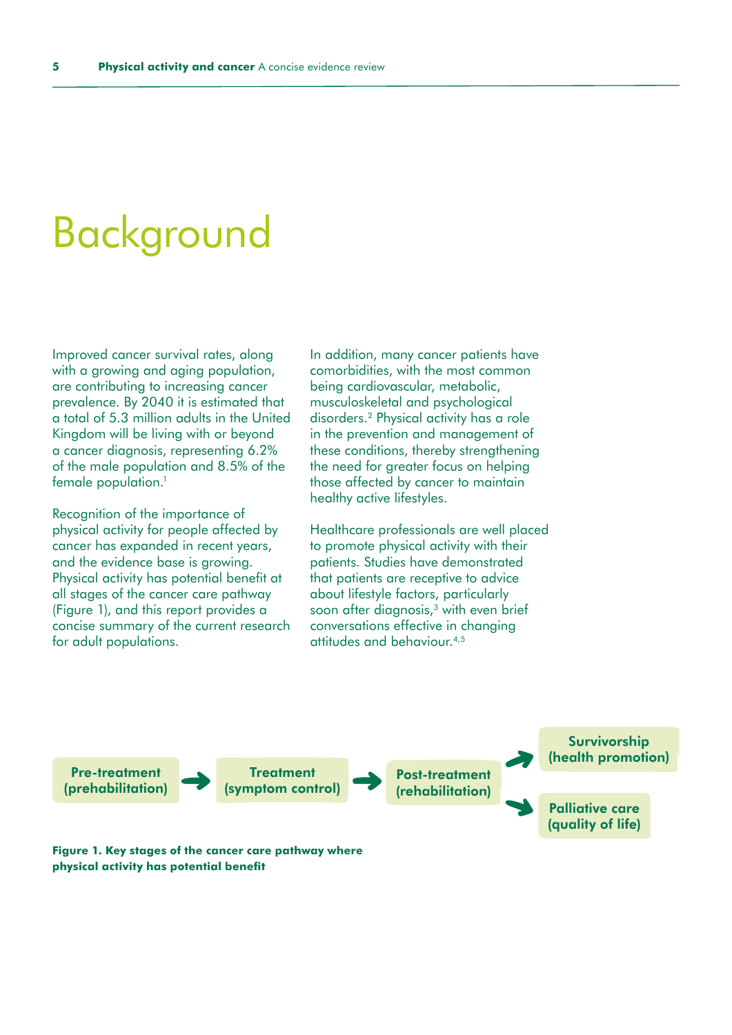# Background

Improved cancer survival rates, along with a growing and aging population, are contributing to increasing cancer prevalence. By 2040 it is estimated that a total of 5.3 million adults in the United Kingdom will be living with or beyond a cancer diagnosis, representing 6.2% of the male population and 8.5% of the female population.[1]

Recognition of the importance of physical activity for people affected by cancer has expanded in recent years, and the evidence base is growing. Physical activity has potential benefit at all stages of the cancer care pathway (Figure 1), and this report provides a concise summary of the current research for adult populations.

In addition, many cancer patients have comorbidities, with the most common being cardiovascular, metabolic, musculoskeletal and psychological disorders.[2] Physical activity has a role in the prevention and management of these conditions, thereby strengthening the need for greater focus on helping those affected by cancer to maintain healthy active lifestyles.

Healthcare professionals are well placed to promote physical activity with their patients. Studies have demonstrated that patients are receptive to advice about lifestyle factors, particularly soon after diagnosis,[3] with even brief conversations effective in changing attitudes and behaviour.[4,5]

**Pre-treatment (prehabilitation)** → **Treatment (symptom control)** → **Post-treatment (rehabilitation)** → **Survivorship (health promotion)** / **Palliative care (quality of life)**

**Figure 1. Key stages of the cancer care pathway where physical activity has potential benefit**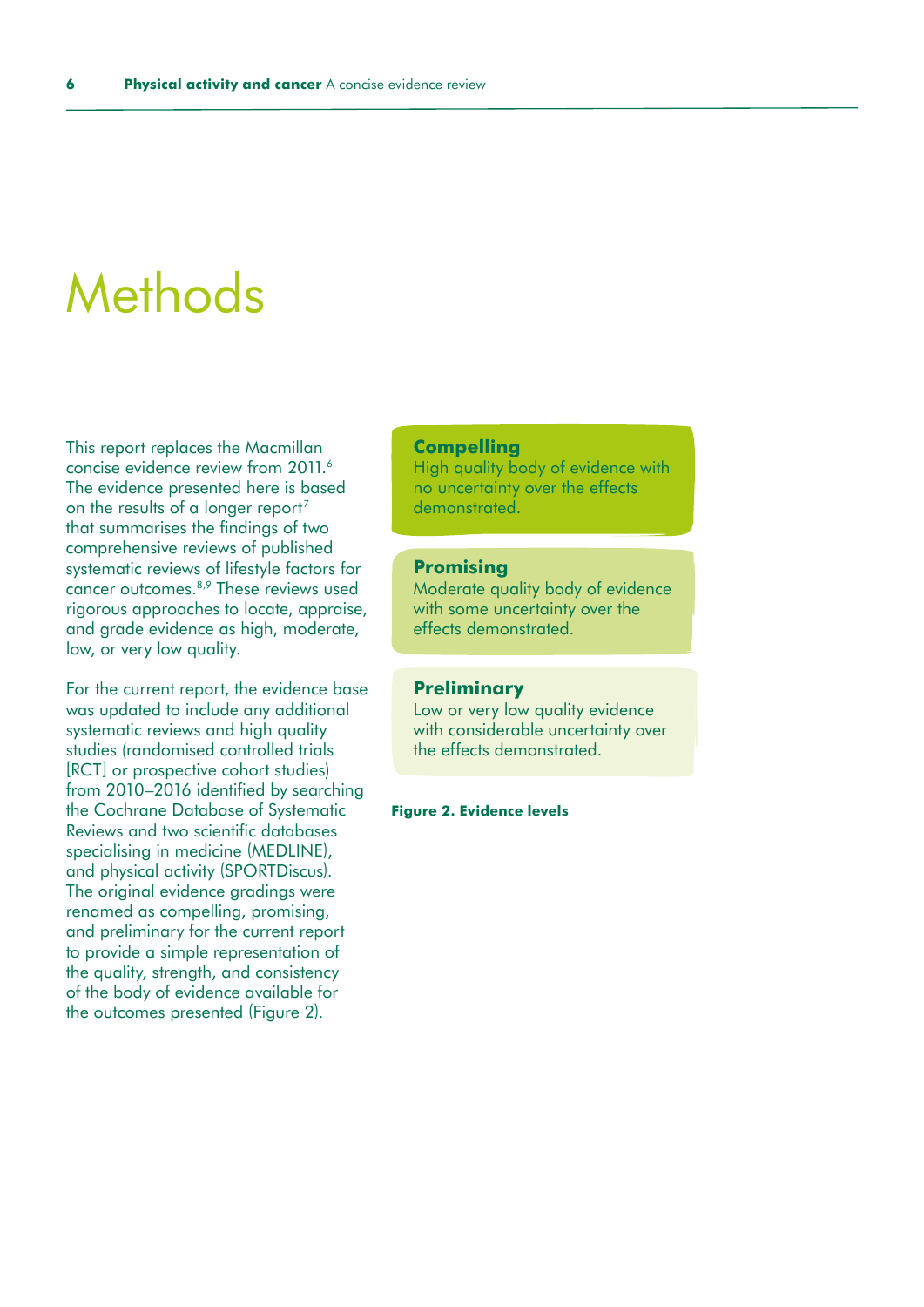# Methods

This report replaces the Macmillan concise evidence review from 2011.[6] The evidence presented here is based on the results of a longer report[7] that summarises the findings of two comprehensive reviews of published systematic reviews of lifestyle factors for cancer outcomes.[8,9] These reviews used rigorous approaches to locate, appraise, and grade evidence as high, moderate, low, or very low quality.

For the current report, the evidence base was updated to include any additional systematic reviews and high quality studies (randomised controlled trials [RCT] or prospective cohort studies) from 2010–2016 identified by searching the Cochrane Database of Systematic Reviews and two scientific databases specialising in medicine (MEDLINE), and physical activity (SPORTDiscus). The original evidence gradings were renamed as compelling, promising, and preliminary for the current report to provide a simple representation of the quality, strength, and consistency of the body of evidence available for the outcomes presented (Figure 2).

**Compelling**
High quality body of evidence with no uncertainty over the effects demonstrated.

**Promising**
Moderate quality body of evidence with some uncertainty over the effects demonstrated.

**Preliminary**
Low or very low quality evidence with considerable uncertainty over the effects demonstrated.

**Figure 2. Evidence levels**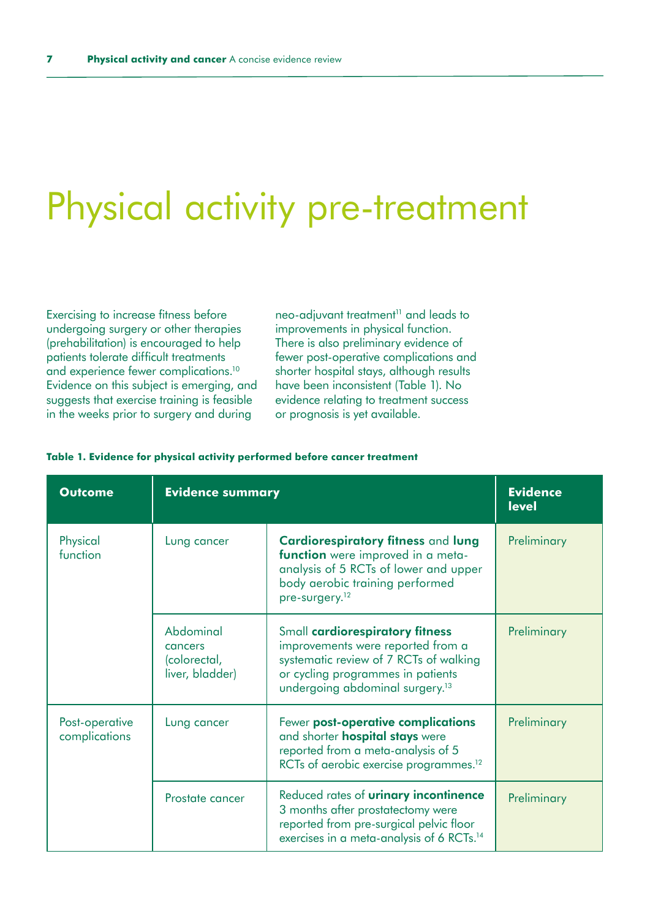# Physical activity pre-treatment

Exercising to increase fitness before undergoing surgery or other therapies (prehabilitation) is encouraged to help patients tolerate difficult treatments and experience fewer complications.[10] Evidence on this subject is emerging, and suggests that exercise training is feasible in the weeks prior to surgery and during neo-adjuvant treatment[11] and leads to improvements in physical function. There is also preliminary evidence of fewer post-operative complications and shorter hospital stays, although results have been inconsistent (Table 1). No evidence relating to treatment success or prognosis is yet available.

**Table 1. Evidence for physical activity performed before cancer treatment**

| Outcome | Evidence summary | | Evidence level |
|---|---|---|---|
| Physical function | Lung cancer | **Cardiorespiratory fitness** and **lung function** were improved in a meta-analysis of 5 RCTs of lower and upper body aerobic training performed pre-surgery.[12] | Preliminary |
| | Abdominal cancers (colorectal, liver, bladder) | Small **cardiorespiratory fitness** improvements were reported from a systematic review of 7 RCTs of walking or cycling programmes in patients undergoing abdominal surgery.[13] | Preliminary |
| Post-operative complications | Lung cancer | Fewer **post-operative complications** and shorter **hospital stays** were reported from a meta-analysis of 5 RCTs of aerobic exercise programmes.[12] | Preliminary |
| | Prostate cancer | Reduced rates of **urinary incontinence** 3 months after prostatectomy were reported from pre-surgical pelvic floor exercises in a meta-analysis of 6 RCTs.[14] | Preliminary |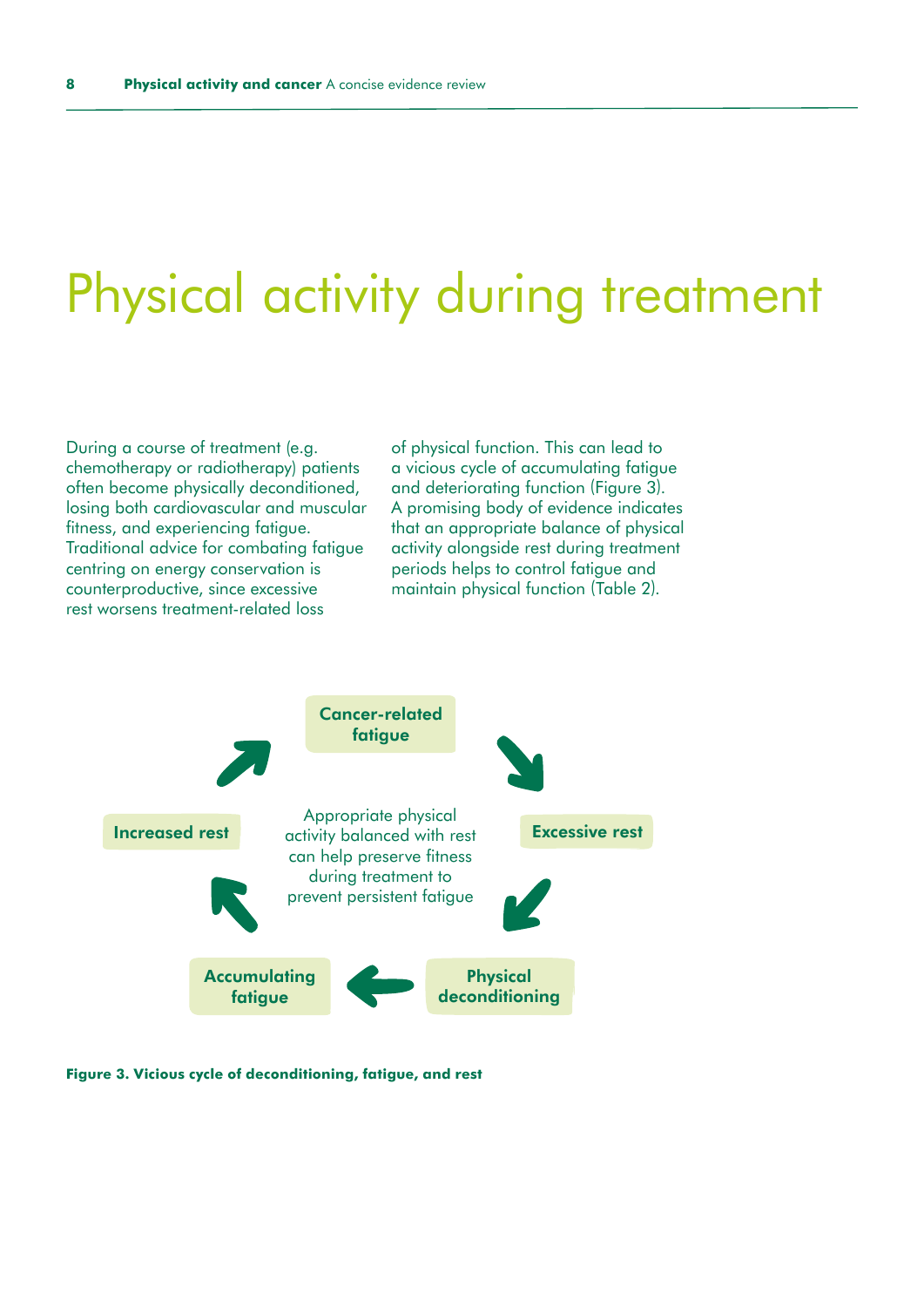# Physical activity during treatment

During a course of treatment (e.g. chemotherapy or radiotherapy) patients often become physically deconditioned, losing both cardiovascular and muscular fitness, and experiencing fatigue. Traditional advice for combating fatigue centring on energy conservation is counterproductive, since excessive rest worsens treatment-related loss of physical function. This can lead to a vicious cycle of accumulating fatigue and deteriorating function (Figure 3). A promising body of evidence indicates that an appropriate balance of physical activity alongside rest during treatment periods helps to control fatigue and maintain physical function (Table 2).

Cancer-related fatigue → Excessive rest → Physical deconditioning → Accumulating fatigue → Increased rest → Cancer-related fatigue

Appropriate physical activity balanced with rest can help preserve fitness during treatment to prevent persistent fatigue

**Figure 3. Vicious cycle of deconditioning, fatigue, and rest**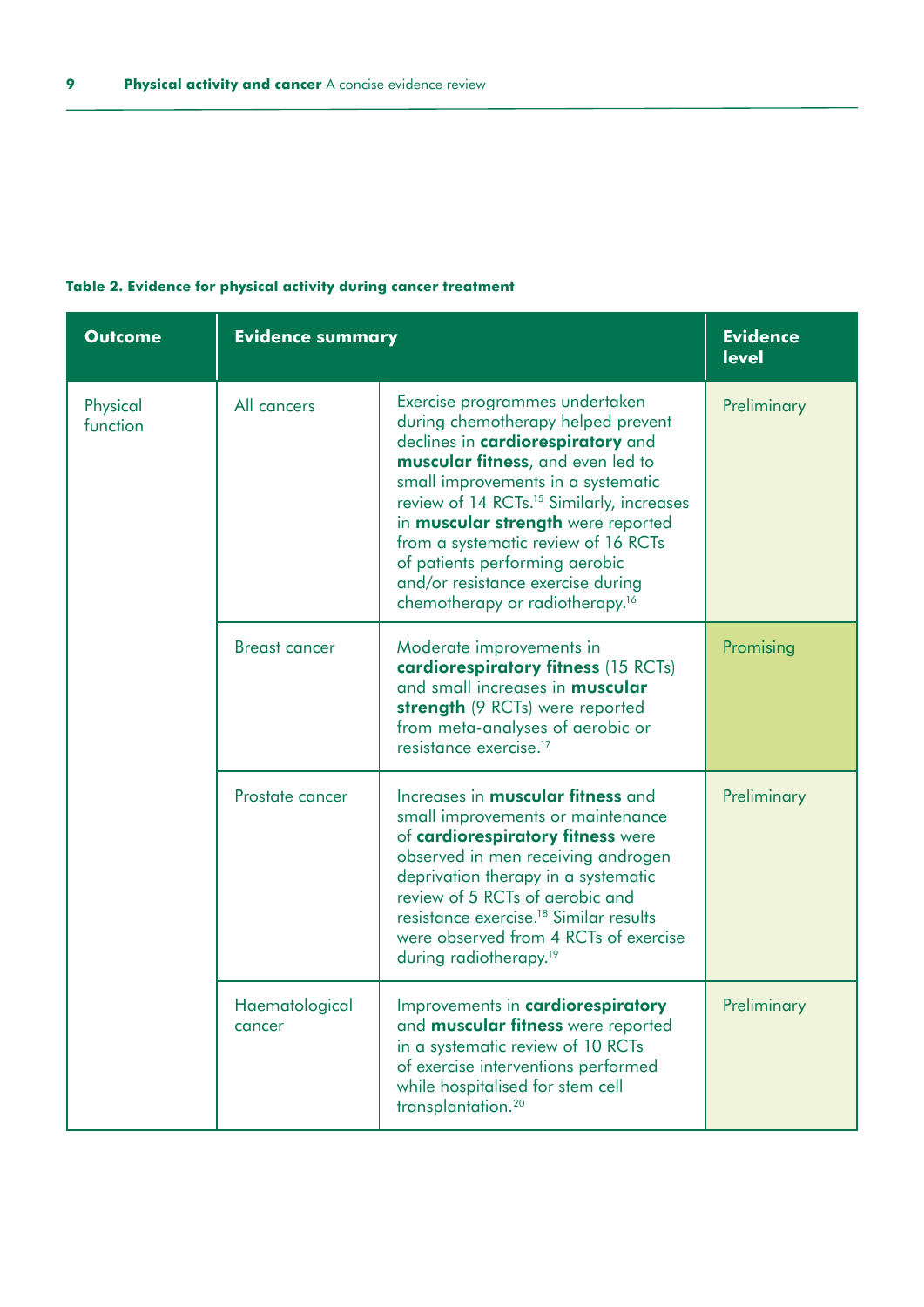**Table 2. Evidence for physical activity during cancer treatment**

| Outcome | Evidence summary | | Evidence level |
|---|---|---|---|
| Physical function | All cancers | Exercise programmes undertaken during chemotherapy helped prevent declines in **cardiorespiratory** and **muscular fitness**, and even led to small improvements in a systematic review of 14 RCTs.[15] Similarly, increases in **muscular strength** were reported from a systematic review of 16 RCTs of patients performing aerobic and/or resistance exercise during chemotherapy or radiotherapy.[16] | Preliminary |
| | Breast cancer | Moderate improvements in **cardiorespiratory fitness** (15 RCTs) and small increases in **muscular strength** (9 RCTs) were reported from meta-analyses of aerobic or resistance exercise.[17] | Promising |
| | Prostate cancer | Increases in **muscular fitness** and small improvements or maintenance of **cardiorespiratory fitness** were observed in men receiving androgen deprivation therapy in a systematic review of 5 RCTs of aerobic and resistance exercise.[18] Similar results were observed from 4 RCTs of exercise during radiotherapy.[19] | Preliminary |
| | Haematological cancer | Improvements in **cardiorespiratory** and **muscular fitness** were reported in a systematic review of 10 RCTs of exercise interventions performed while hospitalised for stem cell transplantation.[20] | Preliminary |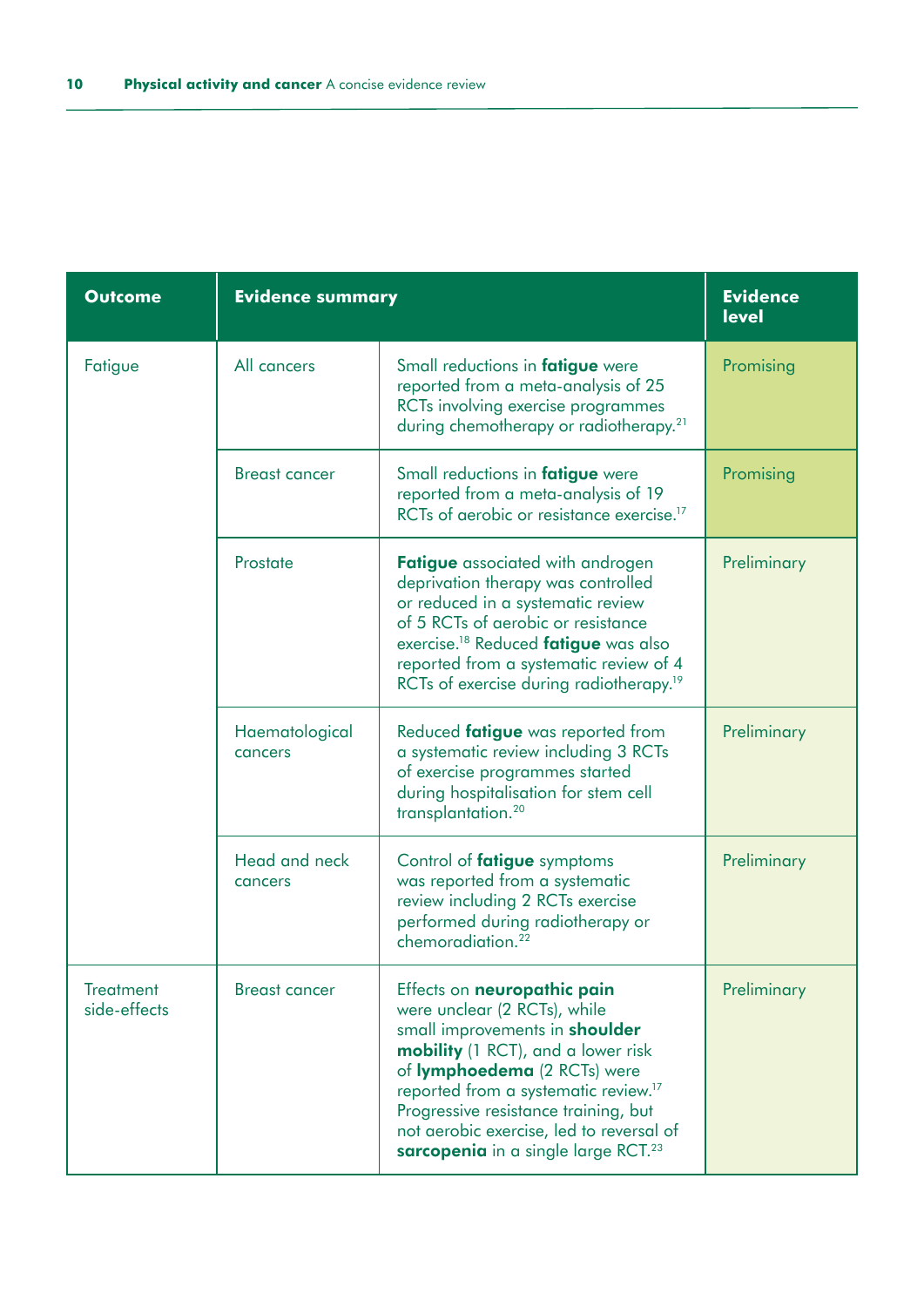| Outcome | Evidence summary | | Evidence level |
|---|---|---|---|
| Fatigue | All cancers | Small reductions in **fatigue** were reported from a meta-analysis of 25 RCTs involving exercise programmes during chemotherapy or radiotherapy.[21] | Promising |
| | Breast cancer | Small reductions in **fatigue** were reported from a meta-analysis of 19 RCTs of aerobic or resistance exercise.[17] | Promising |
| | Prostate | **Fatigue** associated with androgen deprivation therapy was controlled or reduced in a systematic review of 5 RCTs of aerobic or resistance exercise.[18] Reduced **fatigue** was also reported from a systematic review of 4 RCTs of exercise during radiotherapy.[19] | Preliminary |
| | Haematological cancers | Reduced **fatigue** was reported from a systematic review including 3 RCTs of exercise programmes started during hospitalisation for stem cell transplantation.[20] | Preliminary |
| | Head and neck cancers | Control of **fatigue** symptoms was reported from a systematic review including 2 RCTs exercise performed during radiotherapy or chemoradiation.[22] | Preliminary |
| Treatment side-effects | Breast cancer | Effects on **neuropathic pain** were unclear (2 RCTs), while small improvements in **shoulder mobility** (1 RCT), and a lower risk of **lymphoedema** (2 RCTs) were reported from a systematic review.[17] Progressive resistance training, but not aerobic exercise, led to reversal of **sarcopenia** in a single large RCT.[23] | Preliminary |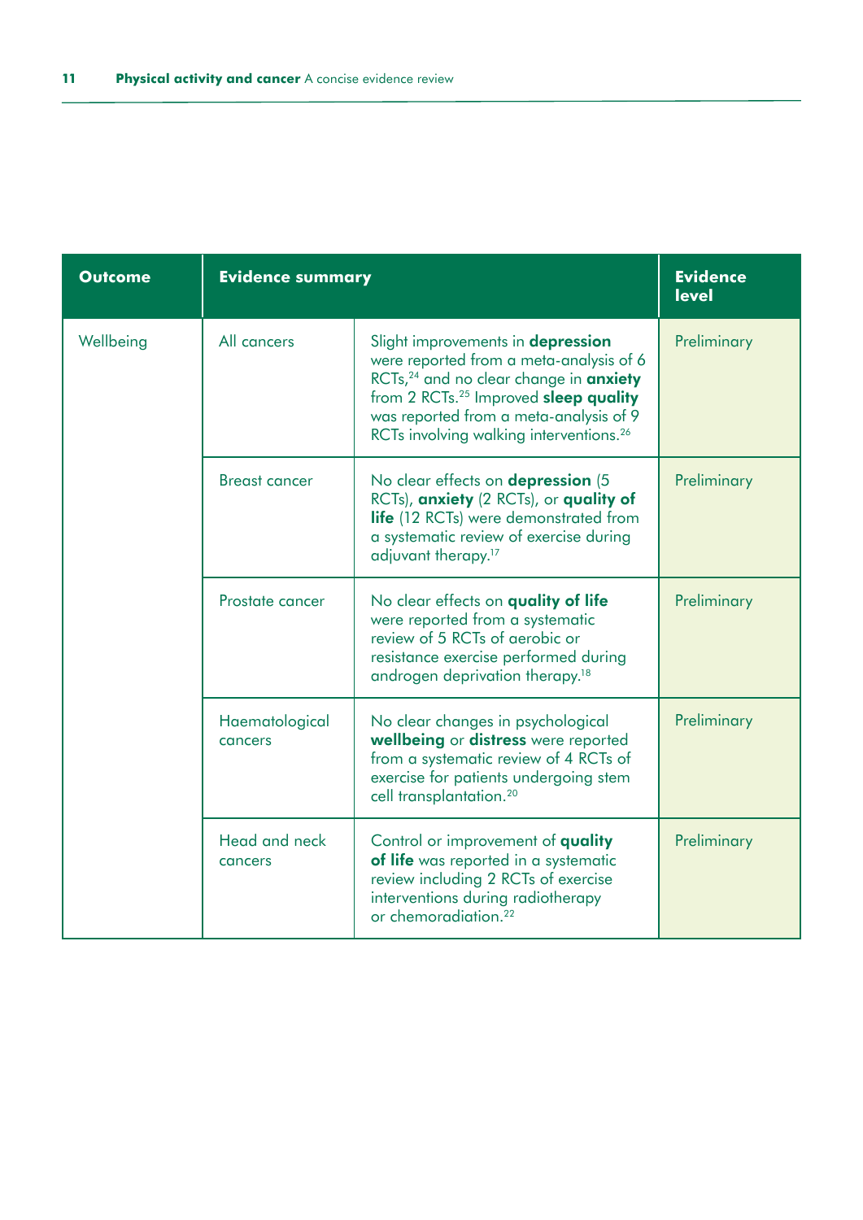| Outcome | Evidence summary | | Evidence level |
|---|---|---|---|
| Wellbeing | All cancers | Slight improvements in **depression** were reported from a meta-analysis of 6 RCTs,[24] and no clear change in **anxiety** from 2 RCTs.[25] Improved **sleep quality** was reported from a meta-analysis of 9 RCTs involving walking interventions.[26] | Preliminary |
| | Breast cancer | No clear effects on **depression** (5 RCTs), **anxiety** (2 RCTs), or **quality of life** (12 RCTs) were demonstrated from a systematic review of exercise during adjuvant therapy.[17] | Preliminary |
| | Prostate cancer | No clear effects on **quality of life** were reported from a systematic review of 5 RCTs of aerobic or resistance exercise performed during androgen deprivation therapy.[18] | Preliminary |
| | Haematological cancers | No clear changes in psychological **wellbeing** or **distress** were reported from a systematic review of 4 RCTs of exercise for patients undergoing stem cell transplantation.[20] | Preliminary |
| | Head and neck cancers | Control or improvement of **quality of life** was reported in a systematic review including 2 RCTs of exercise interventions during radiotherapy or chemoradiation.[22] | Preliminary |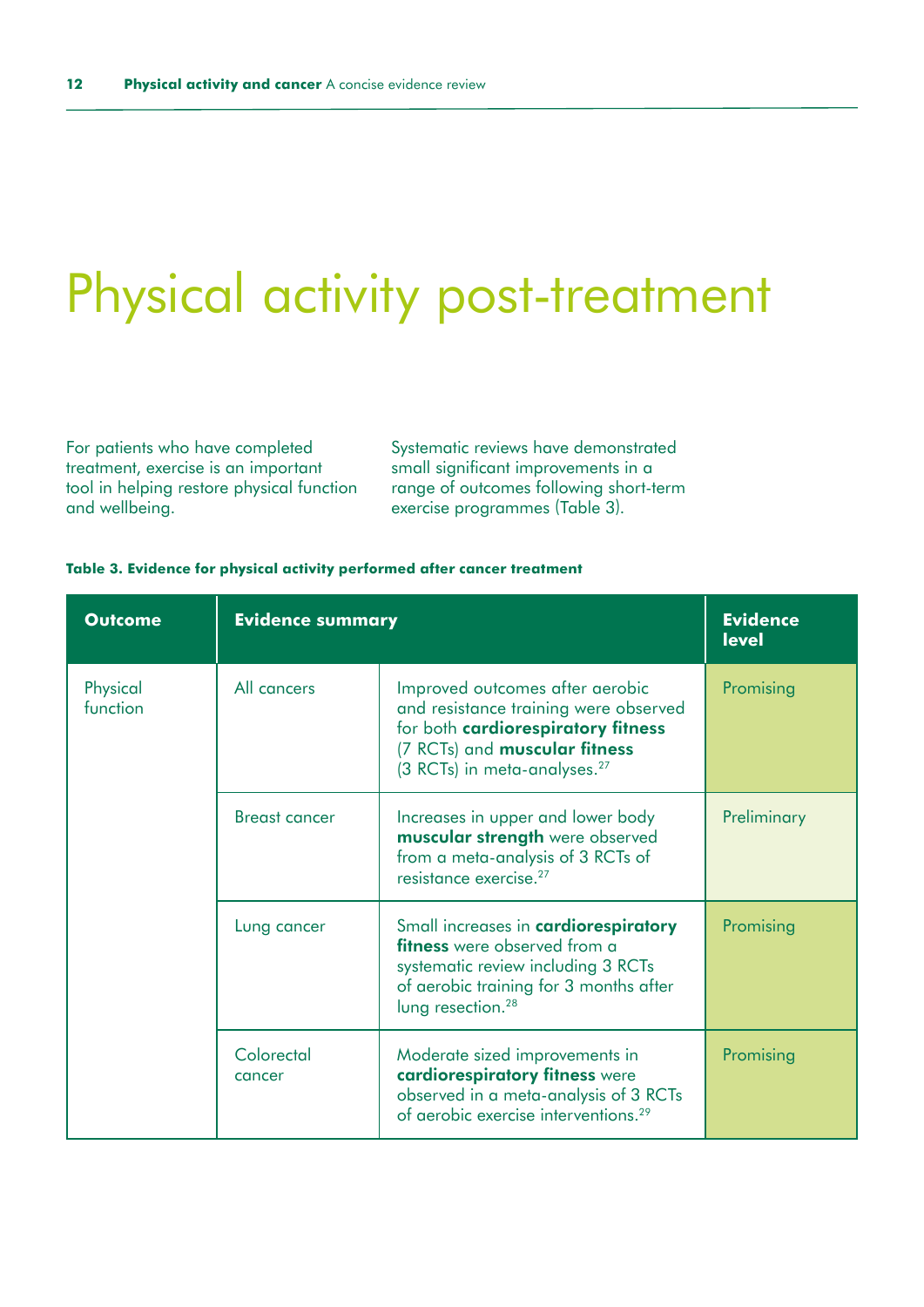# Physical activity post-treatment

For patients who have completed treatment, exercise is an important tool in helping restore physical function and wellbeing.

Systematic reviews have demonstrated small significant improvements in a range of outcomes following short-term exercise programmes (Table 3).

**Table 3. Evidence for physical activity performed after cancer treatment**

| Outcome | Evidence summary | | Evidence level |
|---|---|---|---|
| Physical function | All cancers | Improved outcomes after aerobic and resistance training were observed for both **cardiorespiratory fitness** (7 RCTs) and **muscular fitness** (3 RCTs) in meta-analyses.[27] | Promising |
| | Breast cancer | Increases in upper and lower body **muscular strength** were observed from a meta-analysis of 3 RCTs of resistance exercise.[27] | Preliminary |
| | Lung cancer | Small increases in **cardiorespiratory fitness** were observed from a systematic review including 3 RCTs of aerobic training for 3 months after lung resection.[28] | Promising |
| | Colorectal cancer | Moderate sized improvements in **cardiorespiratory fitness** were observed in a meta-analysis of 3 RCTs of aerobic exercise interventions.[29] | Promising |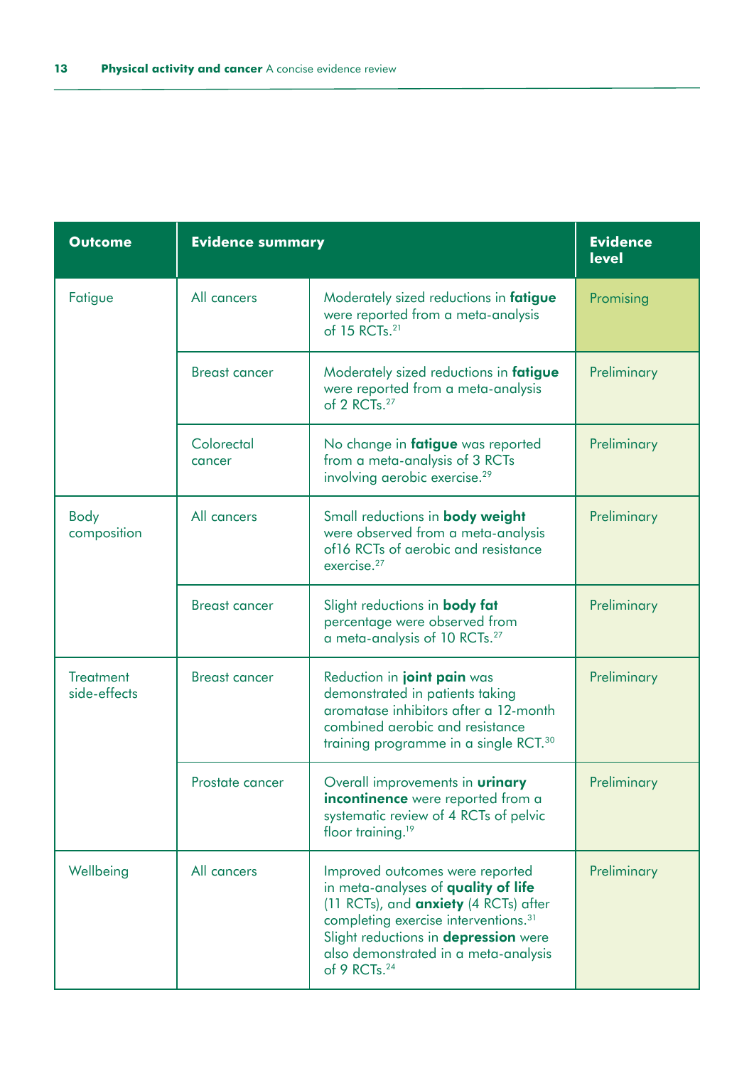| Outcome | Evidence summary | | Evidence level |
|---|---|---|---|
| Fatigue | All cancers | Moderately sized reductions in **fatigue** were reported from a meta-analysis of 15 RCTs.[21] | Promising |
| | Breast cancer | Moderately sized reductions in **fatigue** were reported from a meta-analysis of 2 RCTs.[27] | Preliminary |
| | Colorectal cancer | No change in **fatigue** was reported from a meta-analysis of 3 RCTs involving aerobic exercise.[29] | Preliminary |
| Body composition | All cancers | Small reductions in **body weight** were observed from a meta-analysis of16 RCTs of aerobic and resistance exercise.[27] | Preliminary |
| | Breast cancer | Slight reductions in **body fat** percentage were observed from a meta-analysis of 10 RCTs.[27] | Preliminary |
| Treatment side-effects | Breast cancer | Reduction in **joint pain** was demonstrated in patients taking aromatase inhibitors after a 12-month combined aerobic and resistance training programme in a single RCT.[30] | Preliminary |
| | Prostate cancer | Overall improvements in **urinary incontinence** were reported from a systematic review of 4 RCTs of pelvic floor training.[19] | Preliminary |
| Wellbeing | All cancers | Improved outcomes were reported in meta-analyses of **quality of life** (11 RCTs), and **anxiety** (4 RCTs) after completing exercise interventions.[31] Slight reductions in **depression** were also demonstrated in a meta-analysis of 9 RCTs.[24] | Preliminary |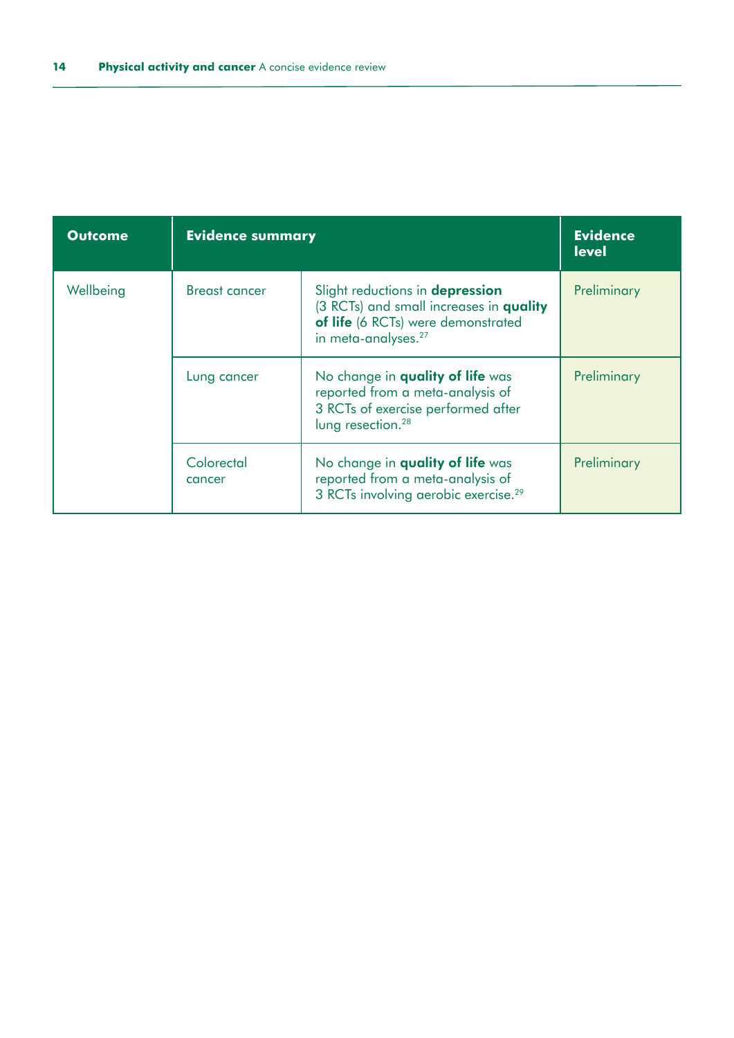| Outcome | Evidence summary | | Evidence level |
|---|---|---|---|
| Wellbeing | Breast cancer | Slight reductions in **depression** (3 RCTs) and small increases in **quality of life** (6 RCTs) were demonstrated in meta-analyses.[27] | Preliminary |
| | Lung cancer | No change in **quality of life** was reported from a meta-analysis of 3 RCTs of exercise performed after lung resection.[28] | Preliminary |
| | Colorectal cancer | No change in **quality of life** was reported from a meta-analysis of 3 RCTs involving aerobic exercise.[29] | Preliminary |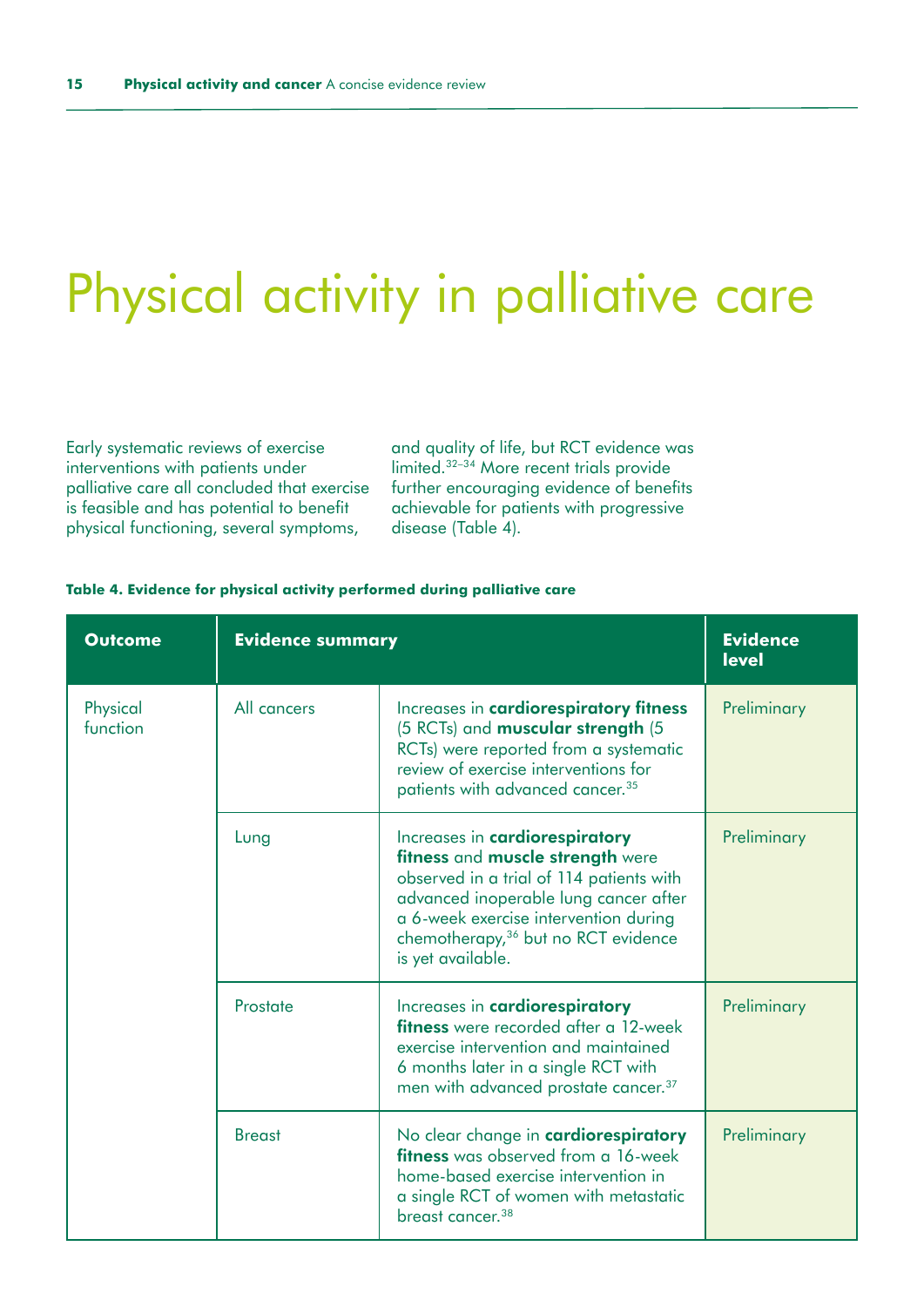# Physical activity in palliative care

Early systematic reviews of exercise interventions with patients under palliative care all concluded that exercise is feasible and has potential to benefit physical functioning, several symptoms, and quality of life, but RCT evidence was limited.[32–34] More recent trials provide further encouraging evidence of benefits achievable for patients with progressive disease (Table 4).

**Table 4. Evidence for physical activity performed during palliative care**

| Outcome | Evidence summary | | Evidence level |
|---|---|---|---|
| Physical function | All cancers | Increases in **cardiorespiratory fitness** (5 RCTs) and **muscular strength** (5 RCTs) were reported from a systematic review of exercise interventions for patients with advanced cancer.[35] | Preliminary |
| | Lung | Increases in **cardiorespiratory fitness** and **muscle strength** were observed in a trial of 114 patients with advanced inoperable lung cancer after a 6-week exercise intervention during chemotherapy,[36] but no RCT evidence is yet available. | Preliminary |
| | Prostate | Increases in **cardiorespiratory fitness** were recorded after a 12-week exercise intervention and maintained 6 months later in a single RCT with men with advanced prostate cancer.[37] | Preliminary |
| | Breast | No clear change in **cardiorespiratory fitness** was observed from a 16-week home-based exercise intervention in a single RCT of women with metastatic breast cancer.[38] | Preliminary |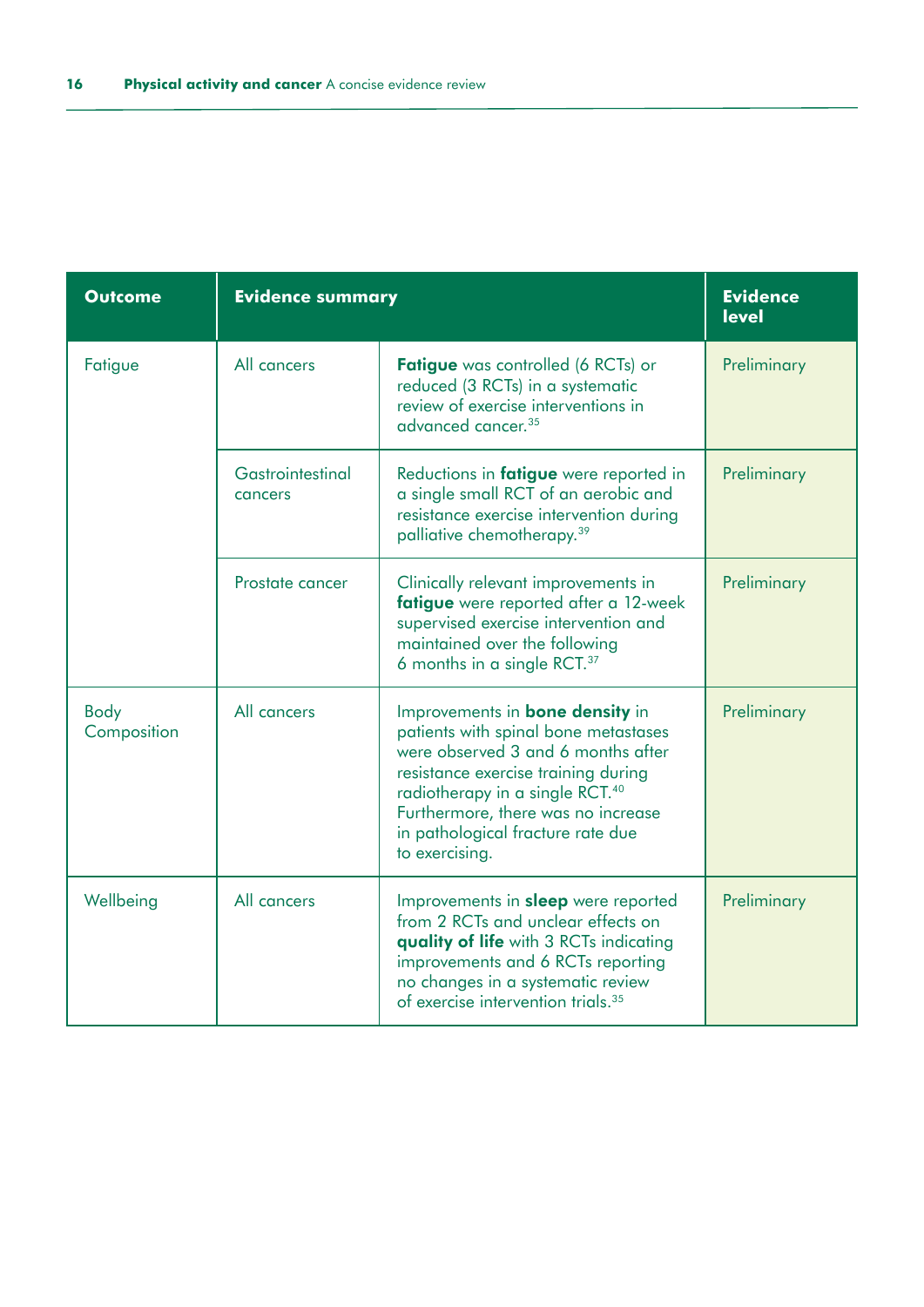| Outcome | Evidence summary | | Evidence level |
|---|---|---|---|
| Fatigue | All cancers | **Fatigue** was controlled (6 RCTs) or reduced (3 RCTs) in a systematic review of exercise interventions in advanced cancer.[35] | Preliminary |
| | Gastrointestinal cancers | Reductions in **fatigue** were reported in a single small RCT of an aerobic and resistance exercise intervention during palliative chemotherapy.[39] | Preliminary |
| | Prostate cancer | Clinically relevant improvements in **fatigue** were reported after a 12-week supervised exercise intervention and maintained over the following 6 months in a single RCT.[37] | Preliminary |
| Body Composition | All cancers | Improvements in **bone density** in patients with spinal bone metastases were observed 3 and 6 months after resistance exercise training during radiotherapy in a single RCT.[40] Furthermore, there was no increase in pathological fracture rate due to exercising. | Preliminary |
| Wellbeing | All cancers | Improvements in **sleep** were reported from 2 RCTs and unclear effects on **quality of life** with 3 RCTs indicating improvements and 6 RCTs reporting no changes in a systematic review of exercise intervention trials.[35] | Preliminary |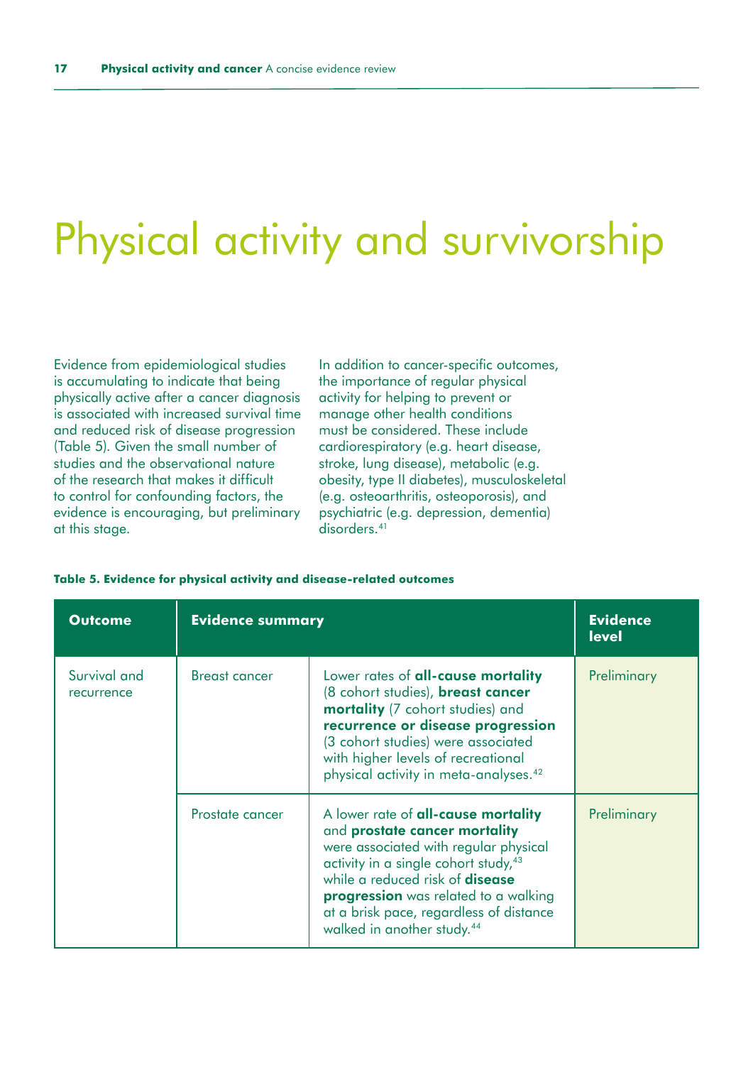# Physical activity and survivorship

Evidence from epidemiological studies is accumulating to indicate that being physically active after a cancer diagnosis is associated with increased survival time and reduced risk of disease progression (Table 5). Given the small number of studies and the observational nature of the research that makes it difficult to control for confounding factors, the evidence is encouraging, but preliminary at this stage.

In addition to cancer-specific outcomes, the importance of regular physical activity for helping to prevent or manage other health conditions must be considered. These include cardiorespiratory (e.g. heart disease, stroke, lung disease), metabolic (e.g. obesity, type II diabetes), musculoskeletal (e.g. osteoarthritis, osteoporosis), and psychiatric (e.g. depression, dementia) disorders.[41]

**Table 5. Evidence for physical activity and disease-related outcomes**

| Outcome | Evidence summary | | Evidence level |
|---|---|---|---|
| Survival and recurrence | Breast cancer | Lower rates of **all-cause mortality** (8 cohort studies), **breast cancer mortality** (7 cohort studies) and **recurrence or disease progression** (3 cohort studies) were associated with higher levels of recreational physical activity in meta-analyses.[42] | Preliminary |
| | Prostate cancer | A lower rate of **all-cause mortality** and **prostate cancer mortality** were associated with regular physical activity in a single cohort study,[43] while a reduced risk of **disease progression** was related to a walking at a brisk pace, regardless of distance walked in another study.[44] | Preliminary |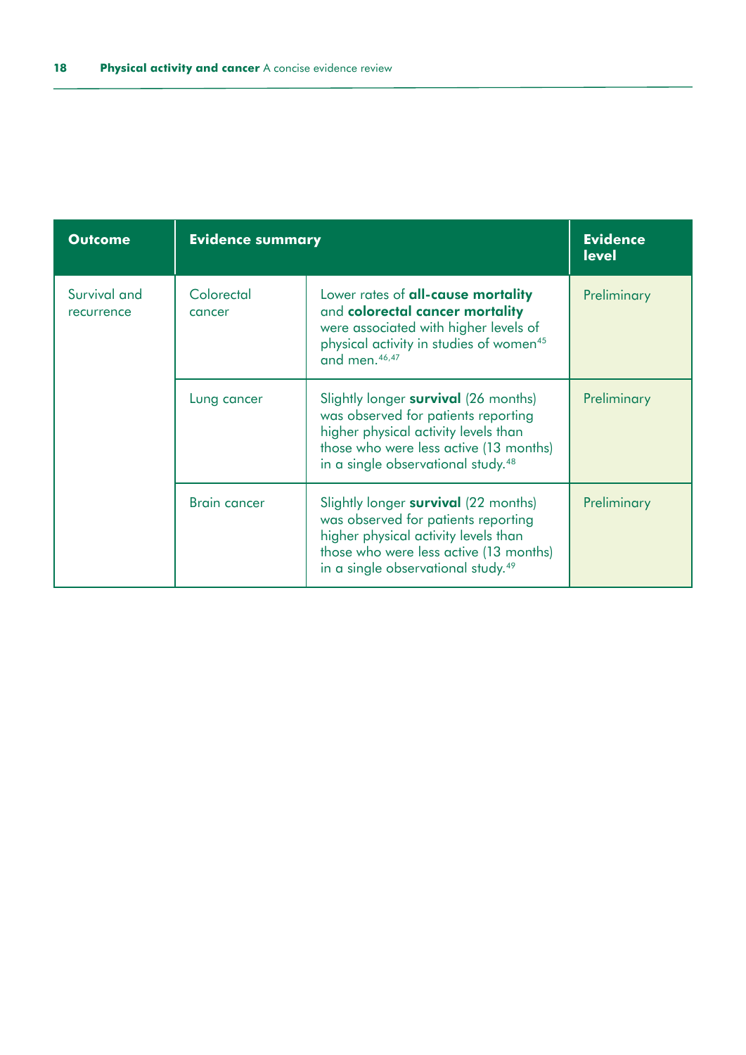| Outcome | Evidence summary | | Evidence level |
|---|---|---|---|
| Survival and recurrence | Colorectal cancer | Lower rates of **all-cause mortality** and **colorectal cancer mortality** were associated with higher levels of physical activity in studies of women[45] and men.[46,47] | Preliminary |
| | Lung cancer | Slightly longer **survival** (26 months) was observed for patients reporting higher physical activity levels than those who were less active (13 months) in a single observational study.[48] | Preliminary |
| | Brain cancer | Slightly longer **survival** (22 months) was observed for patients reporting higher physical activity levels than those who were less active (13 months) in a single observational study.[49] | Preliminary |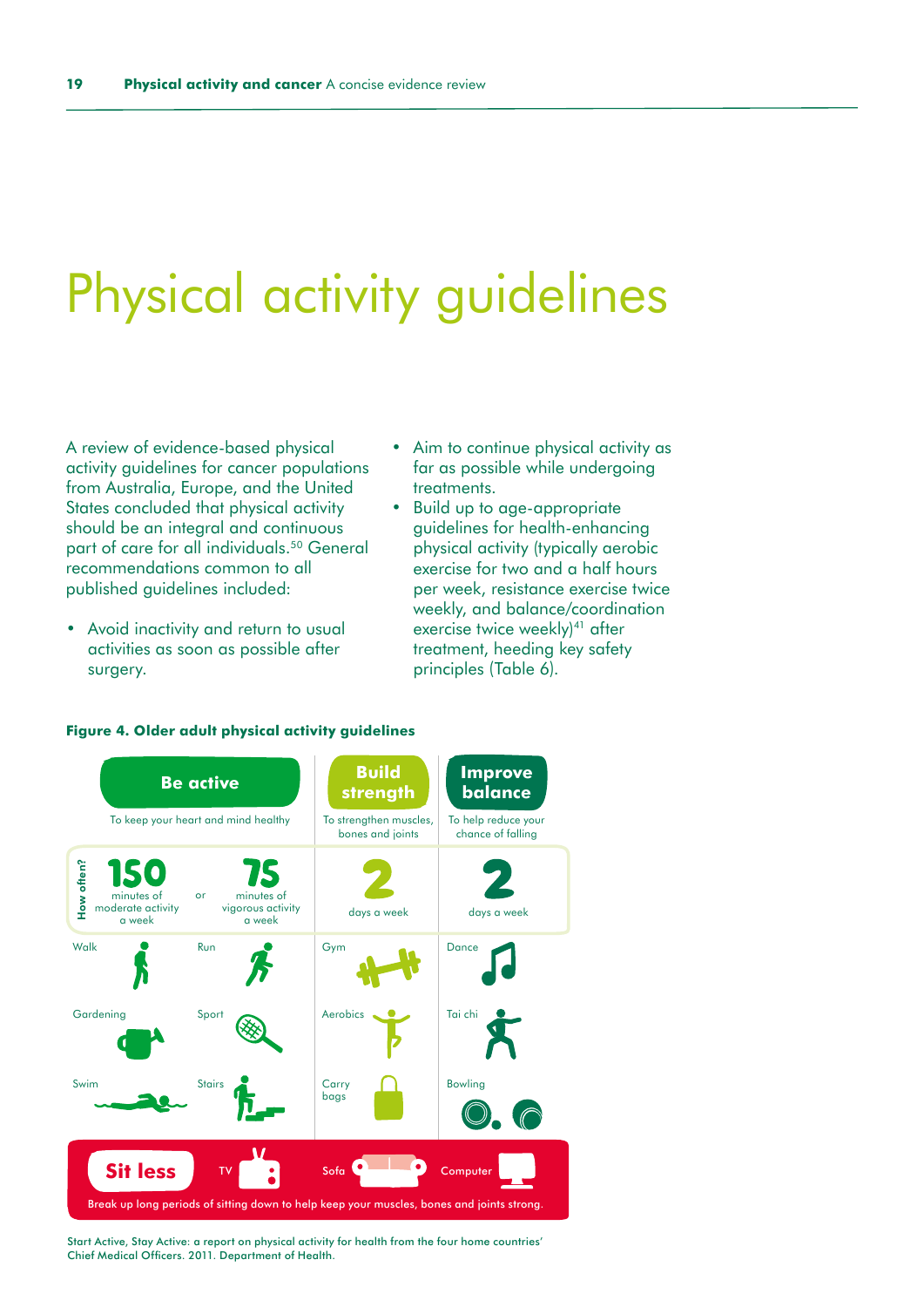# Physical activity guidelines

A review of evidence-based physical activity guidelines for cancer populations from Australia, Europe, and the United States concluded that physical activity should be an integral and continuous part of care for all individuals.[50] General recommendations common to all published guidelines included:

- Avoid inactivity and return to usual activities as soon as possible after surgery.
- Aim to continue physical activity as far as possible while undergoing treatments.
- Build up to age-appropriate guidelines for health-enhancing physical activity (typically aerobic exercise for two and a half hours per week, resistance exercise twice weekly, and balance/coordination exercise twice weekly)[41] after treatment, heeding key safety principles (Table 6).

**Figure 4. Older adult physical activity guidelines**

| | Be active | | Build strength | Improve balance |
|---|---|---|---|---|
| | To keep your heart and mind healthy | | To strengthen muscles, bones and joints | To help reduce your chance of falling |
| How often? | 150 minutes of moderate activity a week | or 75 minutes of vigorous activity a week | 2 days a week | 2 days a week |
| | Walk | Run | Gym | Dance |
| | Gardening | Sport | Aerobics | Tai chi |
| | Swim | Stairs | Carry bags | Bowling |

**Sit less** — TV, Sofa, Computer

Break up long periods of sitting down to help keep your muscles, bones and joints strong.

Start Active, Stay Active: a report on physical activity for health from the four home countries' Chief Medical Officers. 2011. Department of Health.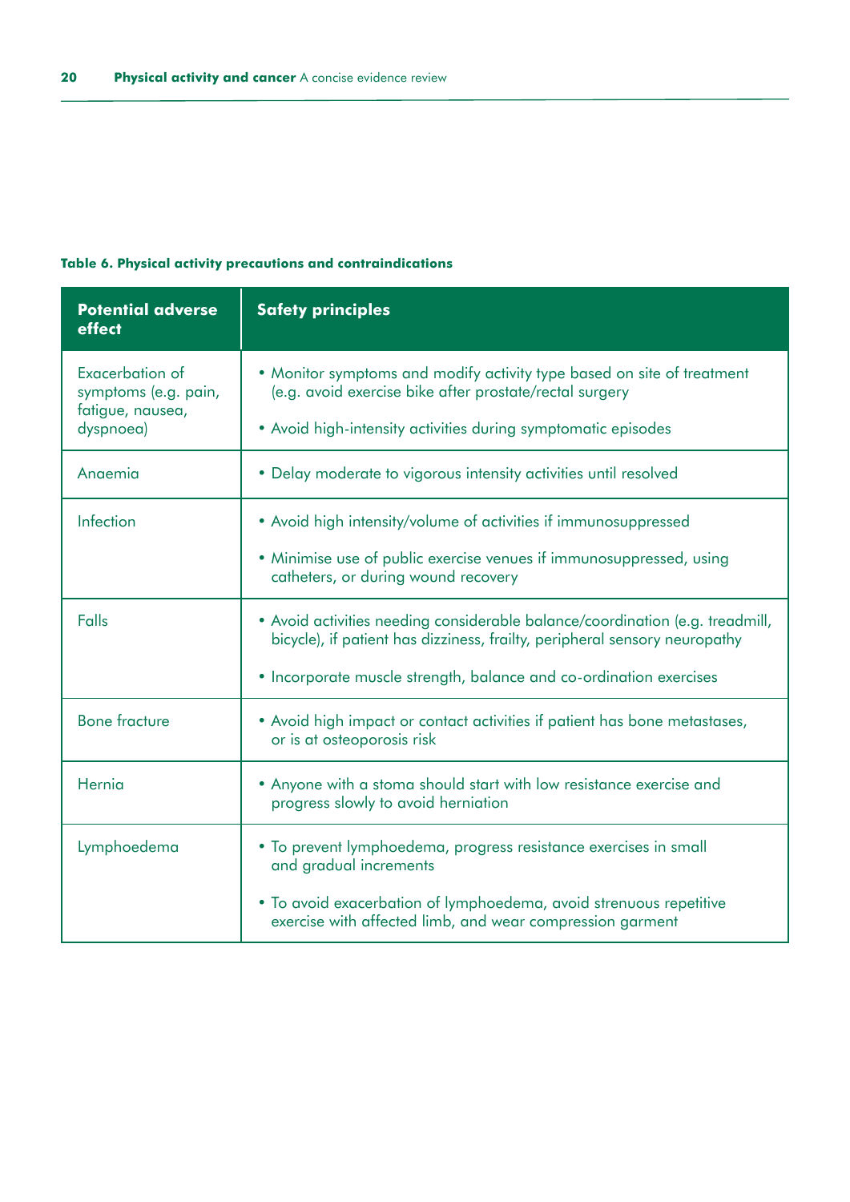**Table 6. Physical activity precautions and contraindications**

| Potential adverse effect | Safety principles |
|---|---|
| Exacerbation of symptoms (e.g. pain, fatigue, nausea, dyspnoea) | • Monitor symptoms and modify activity type based on site of treatment (e.g. avoid exercise bike after prostate/rectal surgery<br>• Avoid high-intensity activities during symptomatic episodes |
| Anaemia | • Delay moderate to vigorous intensity activities until resolved |
| Infection | • Avoid high intensity/volume of activities if immunosuppressed<br>• Minimise use of public exercise venues if immunosuppressed, using catheters, or during wound recovery |
| Falls | • Avoid activities needing considerable balance/coordination (e.g. treadmill, bicycle), if patient has dizziness, frailty, peripheral sensory neuropathy<br>• Incorporate muscle strength, balance and co-ordination exercises |
| Bone fracture | • Avoid high impact or contact activities if patient has bone metastases, or is at osteoporosis risk |
| Hernia | • Anyone with a stoma should start with low resistance exercise and progress slowly to avoid herniation |
| Lymphoedema | • To prevent lymphoedema, progress resistance exercises in small and gradual increments<br>• To avoid exacerbation of lymphoedema, avoid strenuous repetitive exercise with affected limb, and wear compression garment |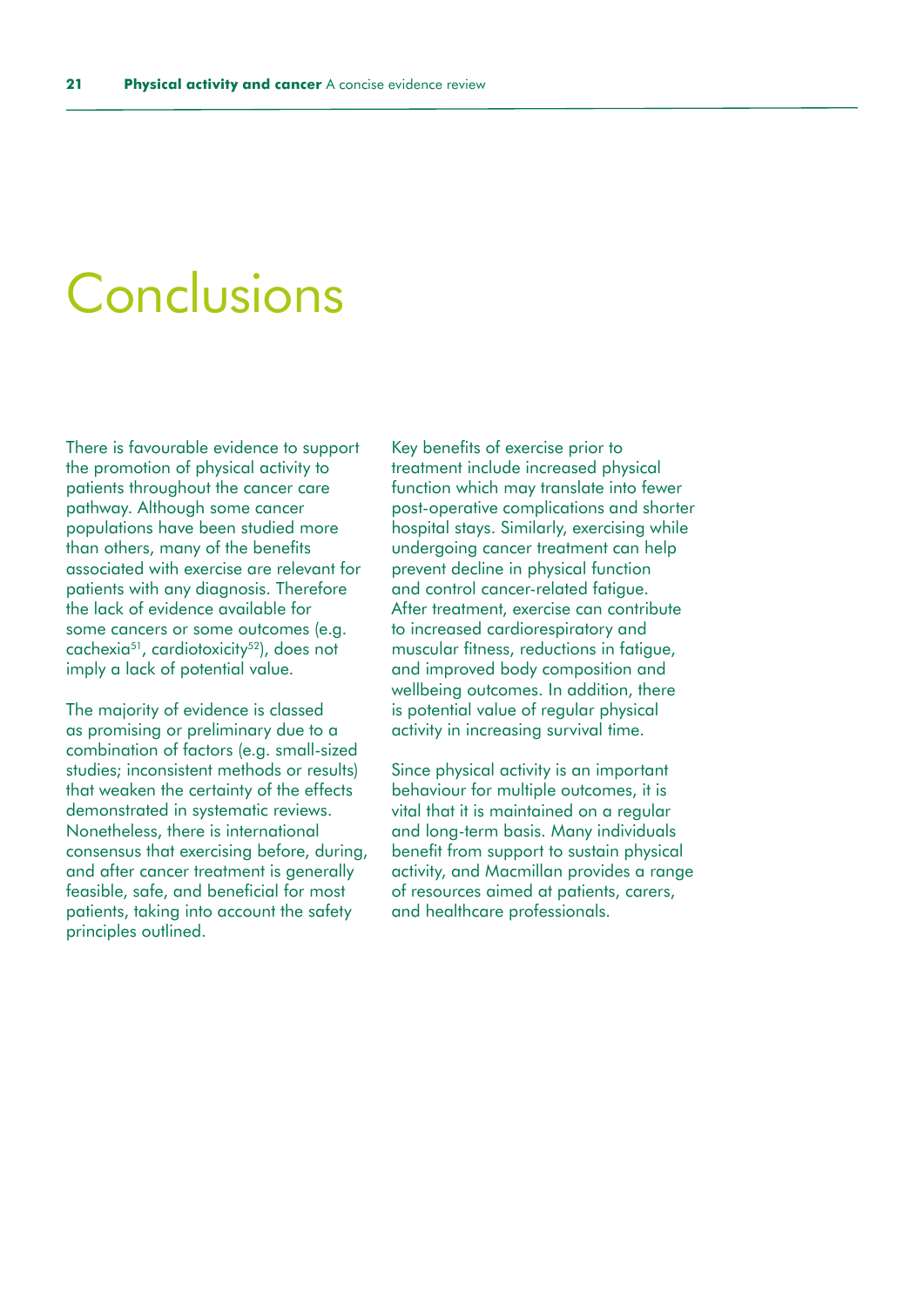# Conclusions

There is favourable evidence to support the promotion of physical activity to patients throughout the cancer care pathway. Although some cancer populations have been studied more than others, many of the benefits associated with exercise are relevant for patients with any diagnosis. Therefore the lack of evidence available for some cancers or some outcomes (e.g. cachexia[51], cardiotoxicity[52]), does not imply a lack of potential value.

The majority of evidence is classed as promising or preliminary due to a combination of factors (e.g. small-sized studies; inconsistent methods or results) that weaken the certainty of the effects demonstrated in systematic reviews. Nonetheless, there is international consensus that exercising before, during, and after cancer treatment is generally feasible, safe, and beneficial for most patients, taking into account the safety principles outlined.

Key benefits of exercise prior to treatment include increased physical function which may translate into fewer post-operative complications and shorter hospital stays. Similarly, exercising while undergoing cancer treatment can help prevent decline in physical function and control cancer-related fatigue. After treatment, exercise can contribute to increased cardiorespiratory and muscular fitness, reductions in fatigue, and improved body composition and wellbeing outcomes. In addition, there is potential value of regular physical activity in increasing survival time.

Since physical activity is an important behaviour for multiple outcomes, it is vital that it is maintained on a regular and long-term basis. Many individuals benefit from support to sustain physical activity, and Macmillan provides a range of resources aimed at patients, carers, and healthcare professionals.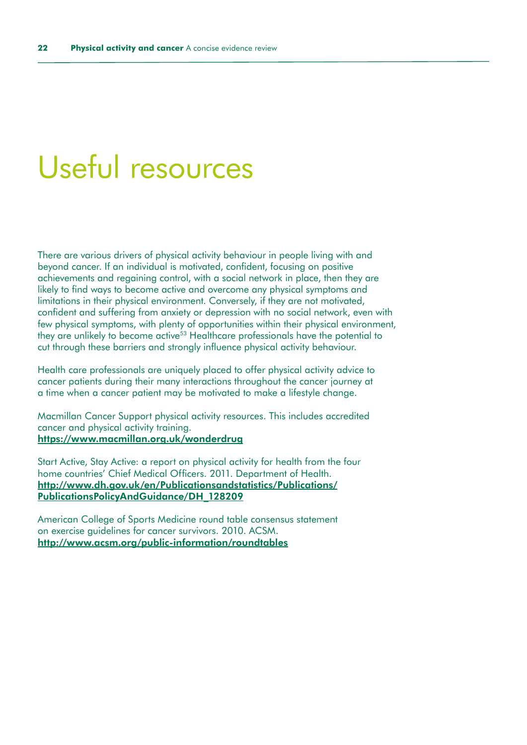# Useful resources

There are various drivers of physical activity behaviour in people living with and beyond cancer. If an individual is motivated, confident, focusing on positive achievements and regaining control, with a social network in place, then they are likely to find ways to become active and overcome any physical symptoms and limitations in their physical environment. Conversely, if they are not motivated, confident and suffering from anxiety or depression with no social network, even with few physical symptoms, with plenty of opportunities within their physical environment, they are unlikely to become active[53] Healthcare professionals have the potential to cut through these barriers and strongly influence physical activity behaviour.

Health care professionals are uniquely placed to offer physical activity advice to cancer patients during their many interactions throughout the cancer journey at a time when a cancer patient may be motivated to make a lifestyle change.

Macmillan Cancer Support physical activity resources. This includes accredited cancer and physical activity training.
**https://www.macmillan.org.uk/wonderdrug**

Start Active, Stay Active: a report on physical activity for health from the four home countries' Chief Medical Officers. 2011. Department of Health.
**http://www.dh.gov.uk/en/Publicationsandstatistics/Publications/PublicationsPolicyAndGuidance/DH_128209**

American College of Sports Medicine round table consensus statement on exercise guidelines for cancer survivors. 2010. ACSM.
**http://www.acsm.org/public-information/roundtables**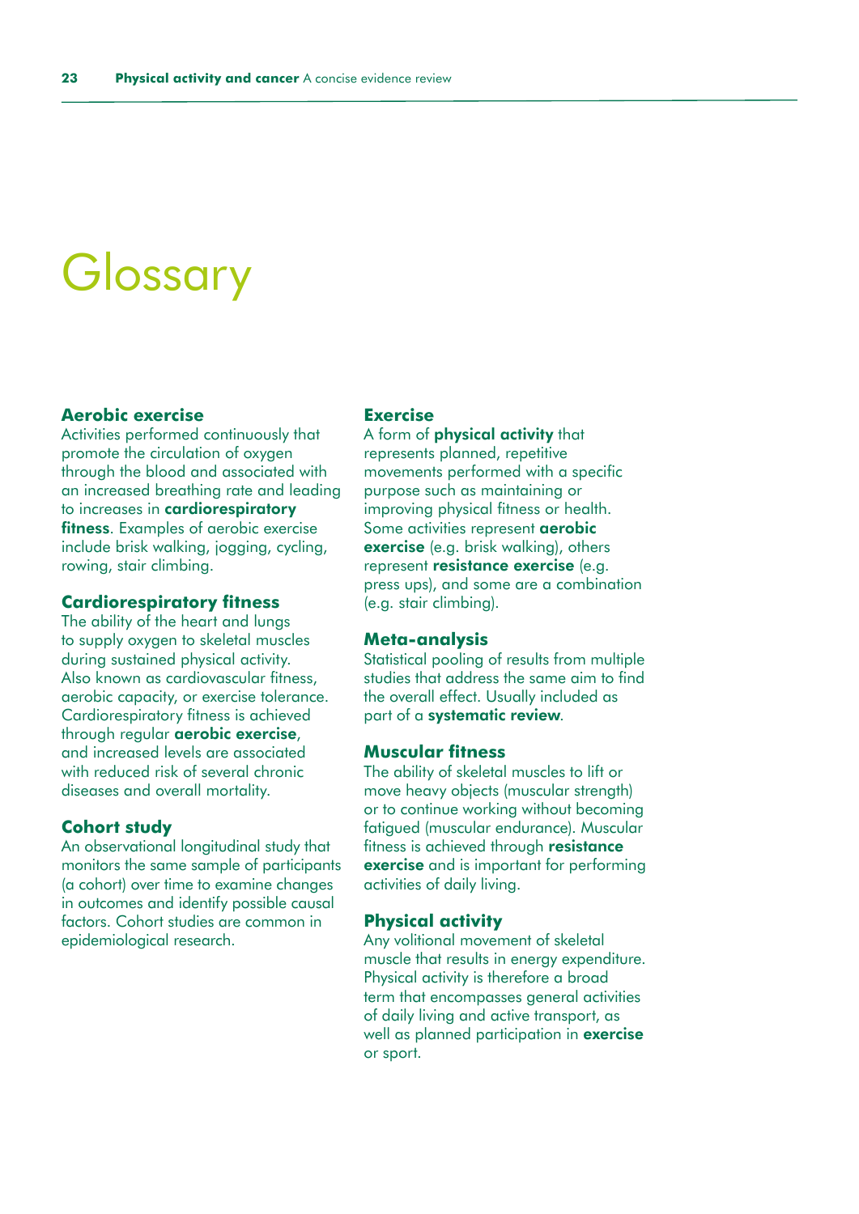# Glossary

### Aerobic exercise

Activities performed continuously that promote the circulation of oxygen through the blood and associated with an increased breathing rate and leading to increases in **cardiorespiratory fitness**. Examples of aerobic exercise include brisk walking, jogging, cycling, rowing, stair climbing.

### Cardiorespiratory fitness

The ability of the heart and lungs to supply oxygen to skeletal muscles during sustained physical activity. Also known as cardiovascular fitness, aerobic capacity, or exercise tolerance. Cardiorespiratory fitness is achieved through regular **aerobic exercise**, and increased levels are associated with reduced risk of several chronic diseases and overall mortality.

### Cohort study

An observational longitudinal study that monitors the same sample of participants (a cohort) over time to examine changes in outcomes and identify possible causal factors. Cohort studies are common in epidemiological research.

### Exercise

A form of **physical activity** that represents planned, repetitive movements performed with a specific purpose such as maintaining or improving physical fitness or health. Some activities represent **aerobic exercise** (e.g. brisk walking), others represent **resistance exercise** (e.g. press ups), and some are a combination (e.g. stair climbing).

### Meta-analysis

Statistical pooling of results from multiple studies that address the same aim to find the overall effect. Usually included as part of a **systematic review**.

### Muscular fitness

The ability of skeletal muscles to lift or move heavy objects (muscular strength) or to continue working without becoming fatigued (muscular endurance). Muscular fitness is achieved through **resistance exercise** and is important for performing activities of daily living.

### Physical activity

Any volitional movement of skeletal muscle that results in energy expenditure. Physical activity is therefore a broad term that encompasses general activities of daily living and active transport, as well as planned participation in **exercise** or sport.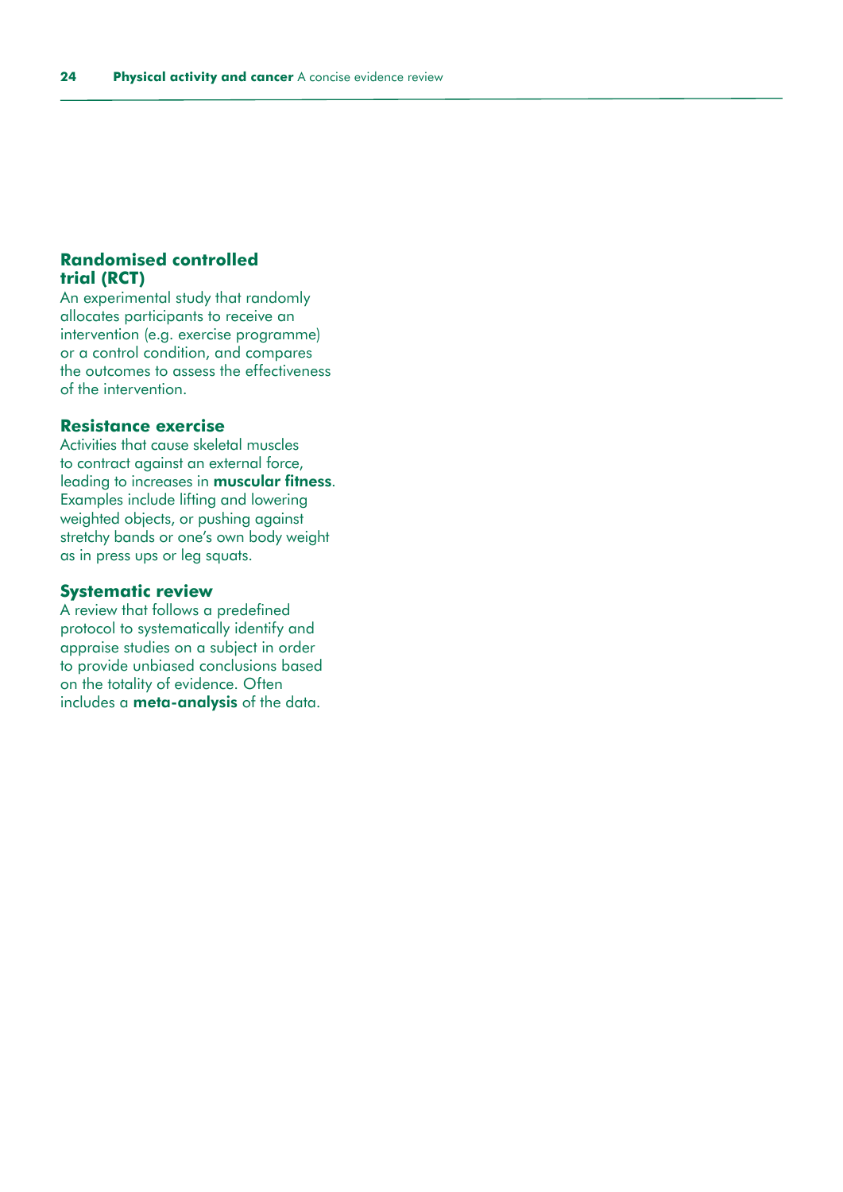### Randomised controlled trial (RCT)

An experimental study that randomly allocates participants to receive an intervention (e.g. exercise programme) or a control condition, and compares the outcomes to assess the effectiveness of the intervention.

### Resistance exercise

Activities that cause skeletal muscles to contract against an external force, leading to increases in **muscular fitness**. Examples include lifting and lowering weighted objects, or pushing against stretchy bands or one's own body weight as in press ups or leg squats.

### Systematic review

A review that follows a predefined protocol to systematically identify and appraise studies on a subject in order to provide unbiased conclusions based on the totality of evidence. Often includes a **meta-analysis** of the data.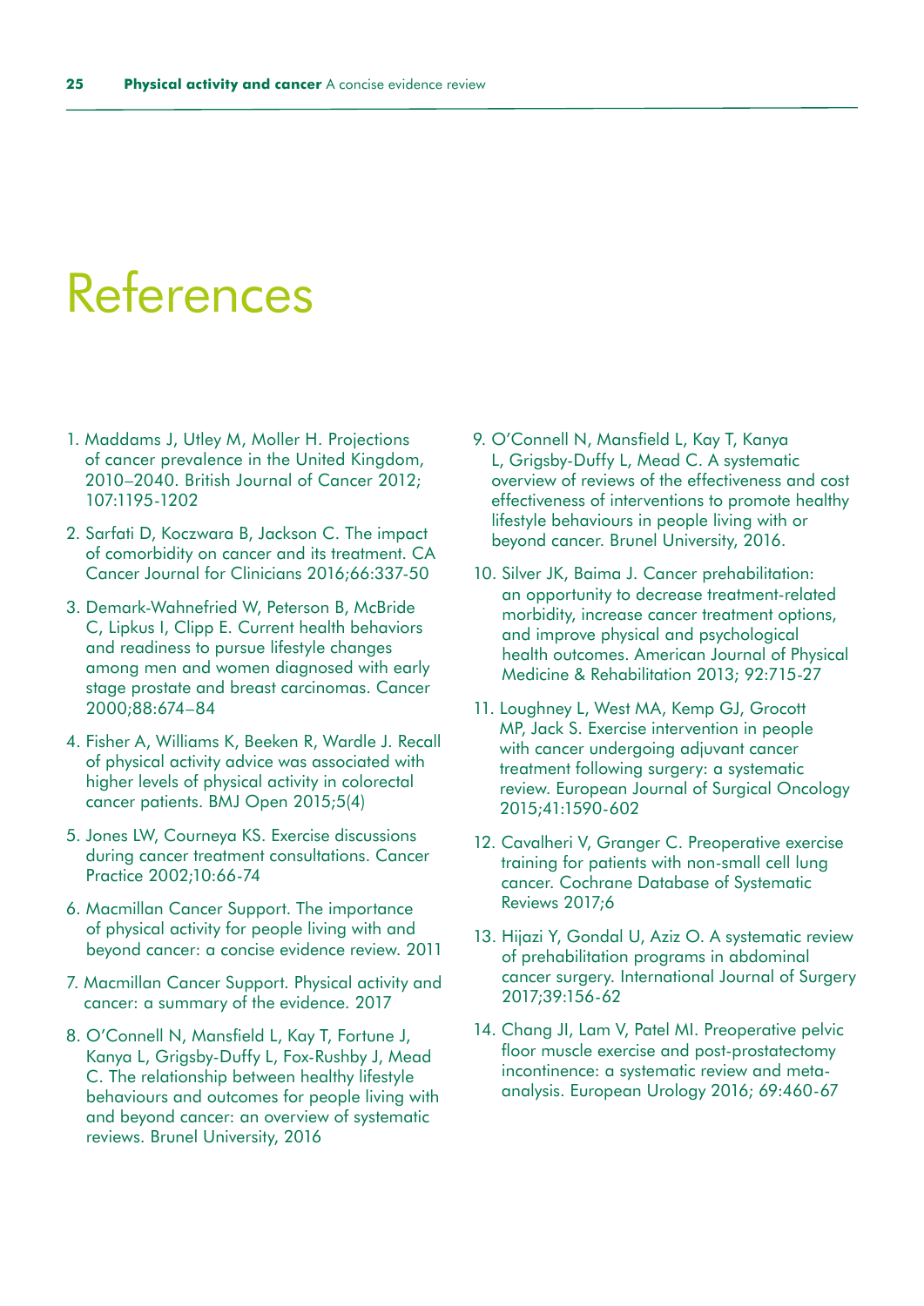# References

1. Maddams J, Utley M, Moller H. Projections of cancer prevalence in the United Kingdom, 2010–2040. British Journal of Cancer 2012; 107:1195-1202

2. Sarfati D, Koczwara B, Jackson C. The impact of comorbidity on cancer and its treatment. CA Cancer Journal for Clinicians 2016;66:337-50

3. Demark-Wahnefried W, Peterson B, McBride C, Lipkus I, Clipp E. Current health behaviors and readiness to pursue lifestyle changes among men and women diagnosed with early stage prostate and breast carcinomas. Cancer 2000;88:674–84

4. Fisher A, Williams K, Beeken R, Wardle J. Recall of physical activity advice was associated with higher levels of physical activity in colorectal cancer patients. BMJ Open 2015;5(4)

5. Jones LW, Courneya KS. Exercise discussions during cancer treatment consultations. Cancer Practice 2002;10:66-74

6. Macmillan Cancer Support. The importance of physical activity for people living with and beyond cancer: a concise evidence review. 2011

7. Macmillan Cancer Support. Physical activity and cancer: a summary of the evidence. 2017

8. O'Connell N, Mansfield L, Kay T, Fortune J, Kanya L, Grigsby-Duffy L, Fox-Rushby J, Mead C. The relationship between healthy lifestyle behaviours and outcomes for people living with and beyond cancer: an overview of systematic reviews. Brunel University, 2016

9. O'Connell N, Mansfield L, Kay T, Kanya L, Grigsby-Duffy L, Mead C. A systematic overview of reviews of the effectiveness and cost effectiveness of interventions to promote healthy lifestyle behaviours in people living with or beyond cancer. Brunel University, 2016.

10. Silver JK, Baima J. Cancer prehabilitation: an opportunity to decrease treatment-related morbidity, increase cancer treatment options, and improve physical and psychological health outcomes. American Journal of Physical Medicine & Rehabilitation 2013; 92:715-27

11. Loughney L, West MA, Kemp GJ, Grocott MP, Jack S. Exercise intervention in people with cancer undergoing adjuvant cancer treatment following surgery: a systematic review. European Journal of Surgical Oncology 2015;41:1590-602

12. Cavalheri V, Granger C. Preoperative exercise training for patients with non-small cell lung cancer. Cochrane Database of Systematic Reviews 2017;6

13. Hijazi Y, Gondal U, Aziz O. A systematic review of prehabilitation programs in abdominal cancer surgery. International Journal of Surgery 2017;39:156-62

14. Chang JI, Lam V, Patel MI. Preoperative pelvic floor muscle exercise and post-prostatectomy incontinence: a systematic review and meta-analysis. European Urology 2016; 69:460-67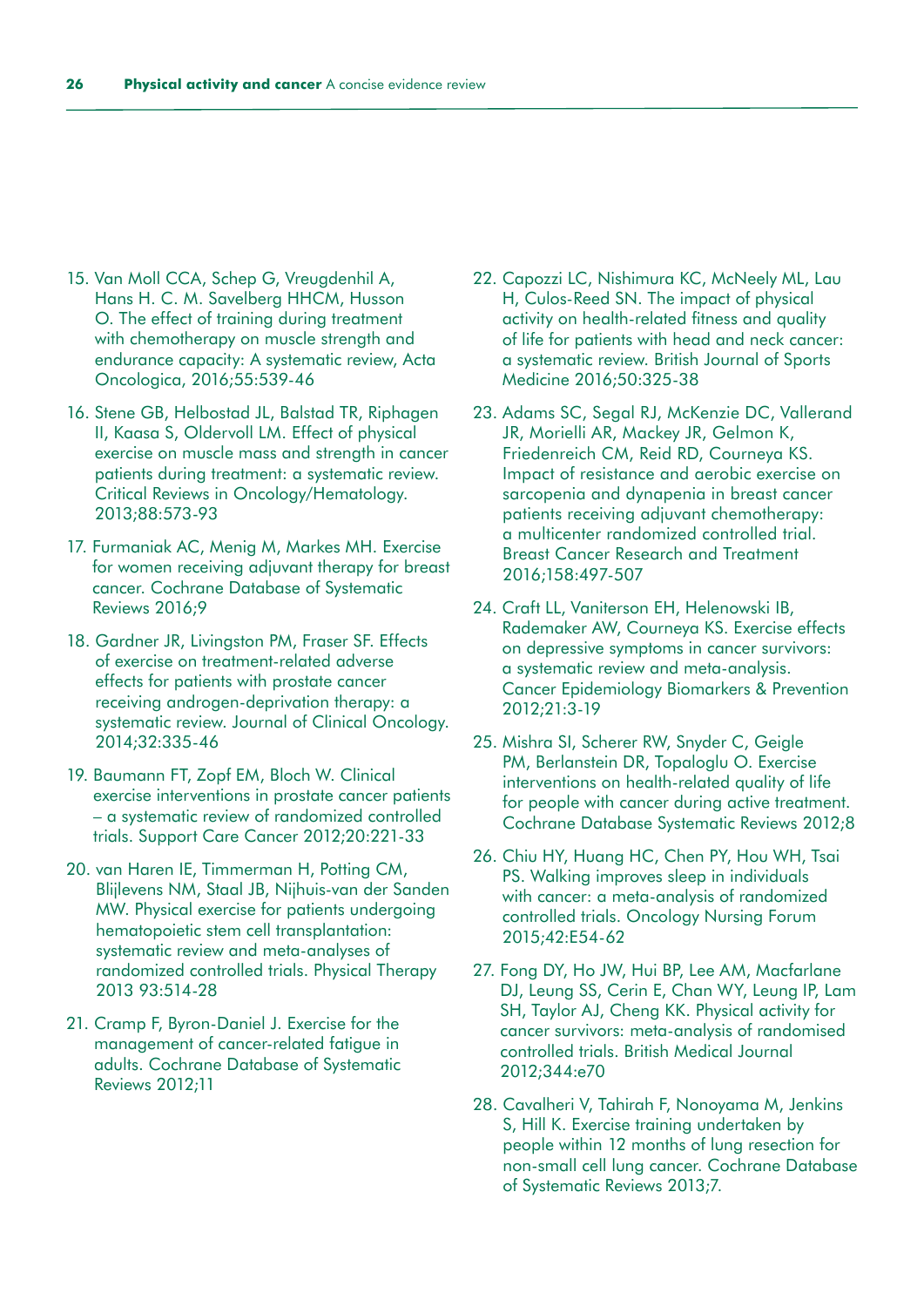15. Van Moll CCA, Schep G, Vreugdenhil A, Hans H. C. M. Savelberg HHCM, Husson O. The effect of training during treatment with chemotherapy on muscle strength and endurance capacity: A systematic review, Acta Oncologica, 2016;55:539-46

16. Stene GB, Helbostad JL, Balstad TR, Riphagen II, Kaasa S, Oldervoll LM. Effect of physical exercise on muscle mass and strength in cancer patients during treatment: a systematic review. Critical Reviews in Oncology/Hematology. 2013;88:573-93

17. Furmaniak AC, Menig M, Markes MH. Exercise for women receiving adjuvant therapy for breast cancer. Cochrane Database of Systematic Reviews 2016;9

18. Gardner JR, Livingston PM, Fraser SF. Effects of exercise on treatment-related adverse effects for patients with prostate cancer receiving androgen-deprivation therapy: a systematic review. Journal of Clinical Oncology. 2014;32:335-46

19. Baumann FT, Zopf EM, Bloch W. Clinical exercise interventions in prostate cancer patients – a systematic review of randomized controlled trials. Support Care Cancer 2012;20:221-33

20. van Haren IE, Timmerman H, Potting CM, Blijlevens NM, Staal JB, Nijhuis-van der Sanden MW. Physical exercise for patients undergoing hematopoietic stem cell transplantation: systematic review and meta-analyses of randomized controlled trials. Physical Therapy 2013 93:514-28

21. Cramp F, Byron-Daniel J. Exercise for the management of cancer-related fatigue in adults. Cochrane Database of Systematic Reviews 2012;11

22. Capozzi LC, Nishimura KC, McNeely ML, Lau H, Culos-Reed SN. The impact of physical activity on health-related fitness and quality of life for patients with head and neck cancer: a systematic review. British Journal of Sports Medicine 2016;50:325-38

23. Adams SC, Segal RJ, McKenzie DC, Vallerand JR, Morielli AR, Mackey JR, Gelmon K, Friedenreich CM, Reid RD, Courneya KS. Impact of resistance and aerobic exercise on sarcopenia and dynapenia in breast cancer patients receiving adjuvant chemotherapy: a multicenter randomized controlled trial. Breast Cancer Research and Treatment 2016;158:497-507

24. Craft LL, Vaniterson EH, Helenowski IB, Rademaker AW, Courneya KS. Exercise effects on depressive symptoms in cancer survivors: a systematic review and meta-analysis. Cancer Epidemiology Biomarkers & Prevention 2012;21:3-19

25. Mishra SI, Scherer RW, Snyder C, Geigle PM, Berlanstein DR, Topaloglu O. Exercise interventions on health-related quality of life for people with cancer during active treatment. Cochrane Database Systematic Reviews 2012;8

26. Chiu HY, Huang HC, Chen PY, Hou WH, Tsai PS. Walking improves sleep in individuals with cancer: a meta-analysis of randomized controlled trials. Oncology Nursing Forum 2015;42:E54-62

27. Fong DY, Ho JW, Hui BP, Lee AM, Macfarlane DJ, Leung SS, Cerin E, Chan WY, Leung IP, Lam SH, Taylor AJ, Cheng KK. Physical activity for cancer survivors: meta-analysis of randomised controlled trials. British Medical Journal 2012;344:e70

28. Cavalheri V, Tahirah F, Nonoyama M, Jenkins S, Hill K. Exercise training undertaken by people within 12 months of lung resection for non-small cell lung cancer. Cochrane Database of Systematic Reviews 2013;7.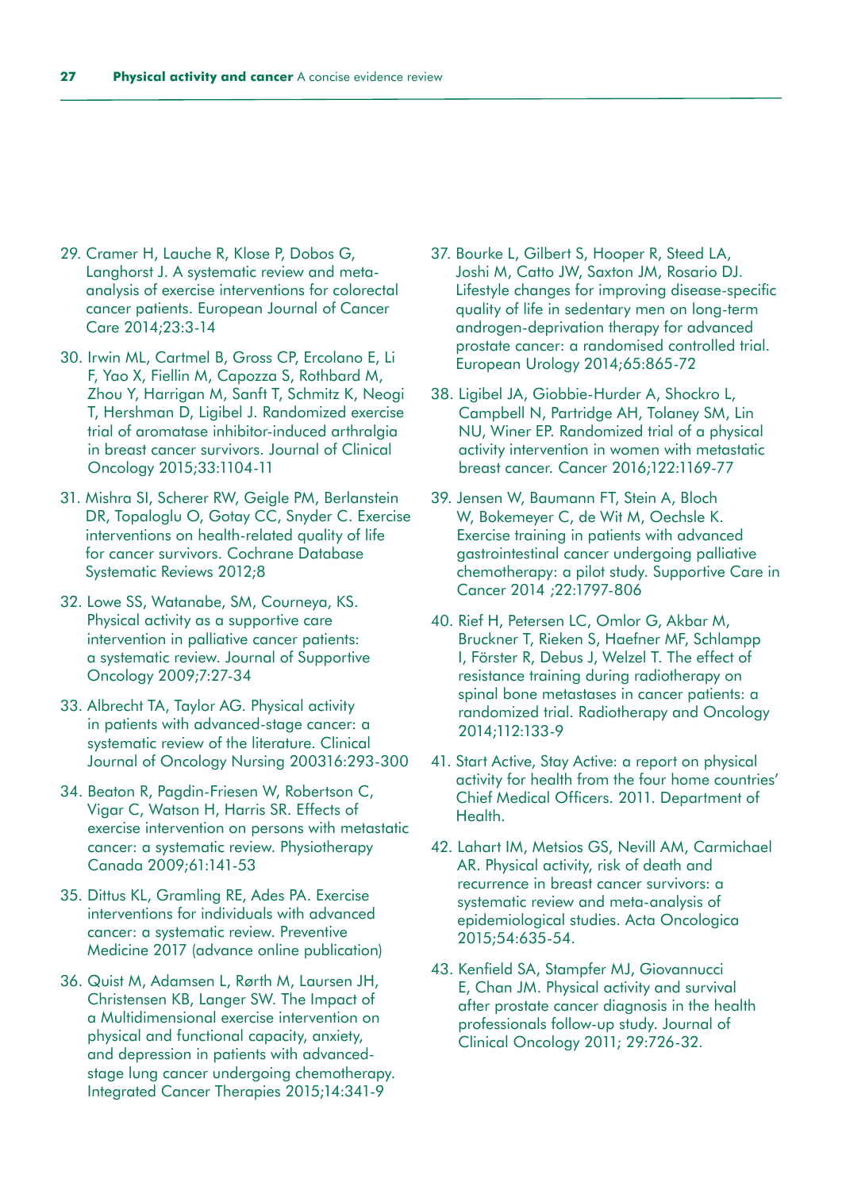29. Cramer H, Lauche R, Klose P, Dobos G, Langhorst J. A systematic review and meta-analysis of exercise interventions for colorectal cancer patients. European Journal of Cancer Care 2014;23:3-14

30. Irwin ML, Cartmel B, Gross CP, Ercolano E, Li F, Yao X, Fiellin M, Capozza S, Rothbard M, Zhou Y, Harrigan M, Sanft T, Schmitz K, Neogi T, Hershman D, Ligibel J. Randomized exercise trial of aromatase inhibitor-induced arthralgia in breast cancer survivors. Journal of Clinical Oncology 2015;33:1104-11

31. Mishra SI, Scherer RW, Geigle PM, Berlanstein DR, Topaloglu O, Gotay CC, Snyder C. Exercise interventions on health-related quality of life for cancer survivors. Cochrane Database Systematic Reviews 2012;8

32. Lowe SS, Watanabe, SM, Courneya, KS. Physical activity as a supportive care intervention in palliative cancer patients: a systematic review. Journal of Supportive Oncology 2009;7:27-34

33. Albrecht TA, Taylor AG. Physical activity in patients with advanced-stage cancer: a systematic review of the literature. Clinical Journal of Oncology Nursing 200316:293-300

34. Beaton R, Pagdin-Friesen W, Robertson C, Vigar C, Watson H, Harris SR. Effects of exercise intervention on persons with metastatic cancer: a systematic review. Physiotherapy Canada 2009;61:141-53

35. Dittus KL, Gramling RE, Ades PA. Exercise interventions for individuals with advanced cancer: a systematic review. Preventive Medicine 2017 (advance online publication)

36. Quist M, Adamsen L, Rørth M, Laursen JH, Christensen KB, Langer SW. The Impact of a Multidimensional exercise intervention on physical and functional capacity, anxiety, and depression in patients with advanced-stage lung cancer undergoing chemotherapy. Integrated Cancer Therapies 2015;14:341-9

37. Bourke L, Gilbert S, Hooper R, Steed LA, Joshi M, Catto JW, Saxton JM, Rosario DJ. Lifestyle changes for improving disease-specific quality of life in sedentary men on long-term androgen-deprivation therapy for advanced prostate cancer: a randomised controlled trial. European Urology 2014;65:865-72

38. Ligibel JA, Giobbie-Hurder A, Shockro L, Campbell N, Partridge AH, Tolaney SM, Lin NU, Winer EP. Randomized trial of a physical activity intervention in women with metastatic breast cancer. Cancer 2016;122:1169-77

39. Jensen W, Baumann FT, Stein A, Bloch W, Bokemeyer C, de Wit M, Oechsle K. Exercise training in patients with advanced gastrointestinal cancer undergoing palliative chemotherapy: a pilot study. Supportive Care in Cancer 2014 ;22:1797-806

40. Rief H, Petersen LC, Omlor G, Akbar M, Bruckner T, Rieken S, Haefner MF, Schlampp I, Förster R, Debus J, Welzel T. The effect of resistance training during radiotherapy on spinal bone metastases in cancer patients: a randomized trial. Radiotherapy and Oncology 2014;112:133-9

41. Start Active, Stay Active: a report on physical activity for health from the four home countries' Chief Medical Officers. 2011. Department of Health.

42. Lahart IM, Metsios GS, Nevill AM, Carmichael AR. Physical activity, risk of death and recurrence in breast cancer survivors: a systematic review and meta-analysis of epidemiological studies. Acta Oncologica 2015;54:635-54.

43. Kenfield SA, Stampfer MJ, Giovannucci E, Chan JM. Physical activity and survival after prostate cancer diagnosis in the health professionals follow-up study. Journal of Clinical Oncology 2011; 29:726-32.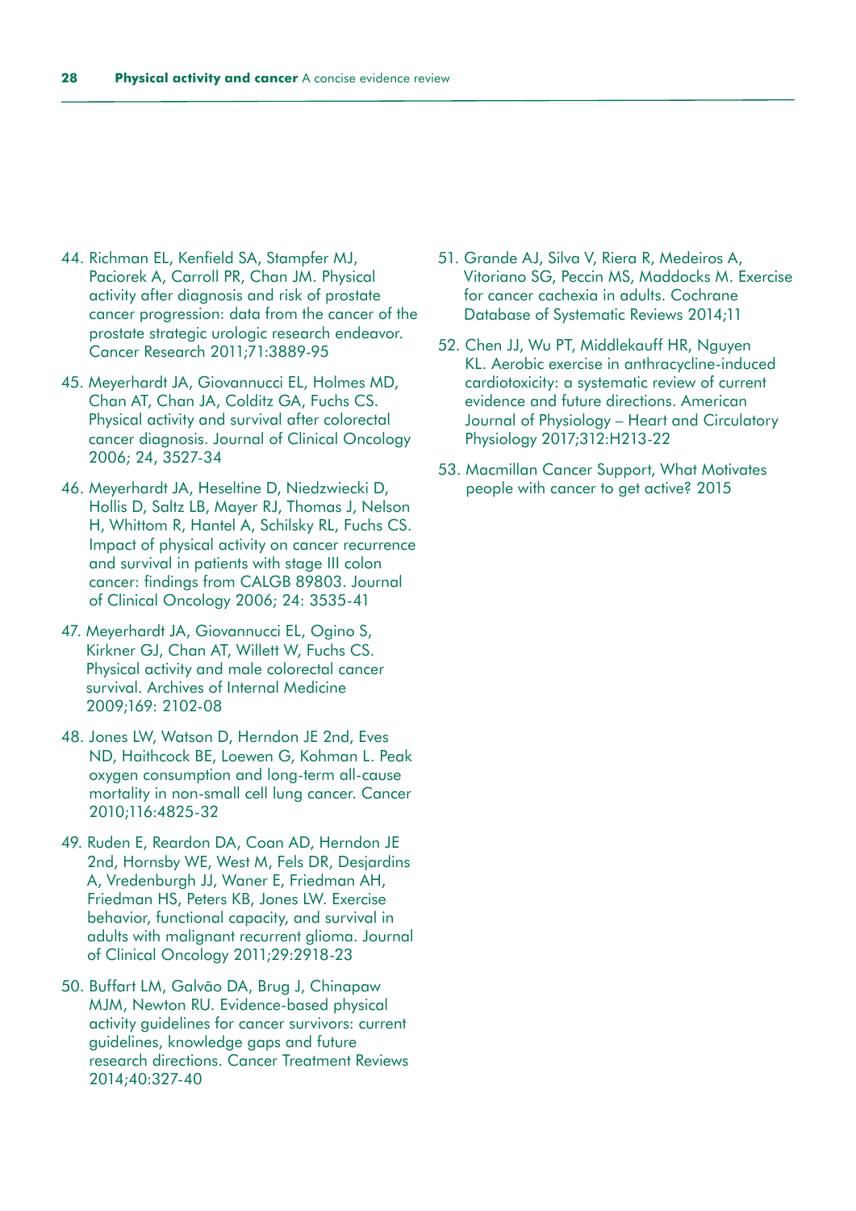44. Richman EL, Kenfield SA, Stampfer MJ, Paciorek A, Carroll PR, Chan JM. Physical activity after diagnosis and risk of prostate cancer progression: data from the cancer of the prostate strategic urologic research endeavor. Cancer Research 2011;71:3889-95

45. Meyerhardt JA, Giovannucci EL, Holmes MD, Chan AT, Chan JA, Colditz GA, Fuchs CS. Physical activity and survival after colorectal cancer diagnosis. Journal of Clinical Oncology 2006; 24, 3527-34

46. Meyerhardt JA, Heseltine D, Niedzwiecki D, Hollis D, Saltz LB, Mayer RJ, Thomas J, Nelson H, Whittom R, Hantel A, Schilsky RL, Fuchs CS. Impact of physical activity on cancer recurrence and survival in patients with stage III colon cancer: findings from CALGB 89803. Journal of Clinical Oncology 2006; 24: 3535-41

47. Meyerhardt JA, Giovannucci EL, Ogino S, Kirkner GJ, Chan AT, Willett W, Fuchs CS. Physical activity and male colorectal cancer survival. Archives of Internal Medicine 2009;169: 2102-08

48. Jones LW, Watson D, Herndon JE 2nd, Eves ND, Haithcock BE, Loewen G, Kohman L. Peak oxygen consumption and long-term all-cause mortality in non-small cell lung cancer. Cancer 2010;116:4825-32

49. Ruden E, Reardon DA, Coan AD, Herndon JE 2nd, Hornsby WE, West M, Fels DR, Desjardins A, Vredenburgh JJ, Waner E, Friedman AH, Friedman HS, Peters KB, Jones LW. Exercise behavior, functional capacity, and survival in adults with malignant recurrent glioma. Journal of Clinical Oncology 2011;29:2918-23

50. Buffart LM, Galvão DA, Brug J, Chinapaw MJM, Newton RU. Evidence-based physical activity guidelines for cancer survivors: current guidelines, knowledge gaps and future research directions. Cancer Treatment Reviews 2014;40:327-40

51. Grande AJ, Silva V, Riera R, Medeiros A, Vitoriano SG, Peccin MS, Maddocks M. Exercise for cancer cachexia in adults. Cochrane Database of Systematic Reviews 2014;11

52. Chen JJ, Wu PT, Middlekauff HR, Nguyen KL. Aerobic exercise in anthracycline-induced cardiotoxicity: a systematic review of current evidence and future directions. American Journal of Physiology – Heart and Circulatory Physiology 2017;312:H213-22

53. Macmillan Cancer Support, What Motivates people with cancer to get active? 2015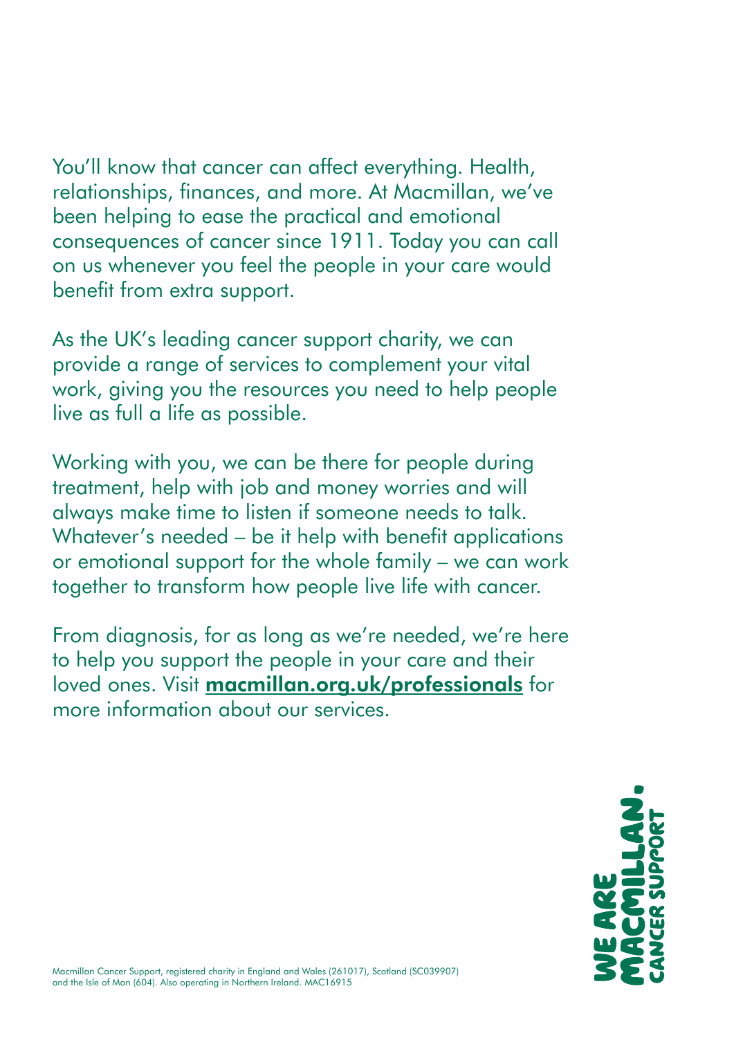You'll know that cancer can affect everything. Health, relationships, finances, and more. At Macmillan, we've been helping to ease the practical and emotional consequences of cancer since 1911. Today you can call on us whenever you feel the people in your care would benefit from extra support.

As the UK's leading cancer support charity, we can provide a range of services to complement your vital work, giving you the resources you need to help people live as full a life as possible.

Working with you, we can be there for people during treatment, help with job and money worries and will always make time to listen if someone needs to talk. Whatever's needed – be it help with benefit applications or emotional support for the whole family – we can work together to transform how people live life with cancer.

From diagnosis, for as long as we're needed, we're here to help you support the people in your care and their loved ones. Visit **macmillan.org.uk/professionals** for more information about our services.

WE ARE MACMILLAN. CANCER SUPPORT

Macmillan Cancer Support, registered charity in England and Wales (261017), Scotland (SC039907) and the Isle of Man (604). Also operating in Northern Ireland. MAC16915